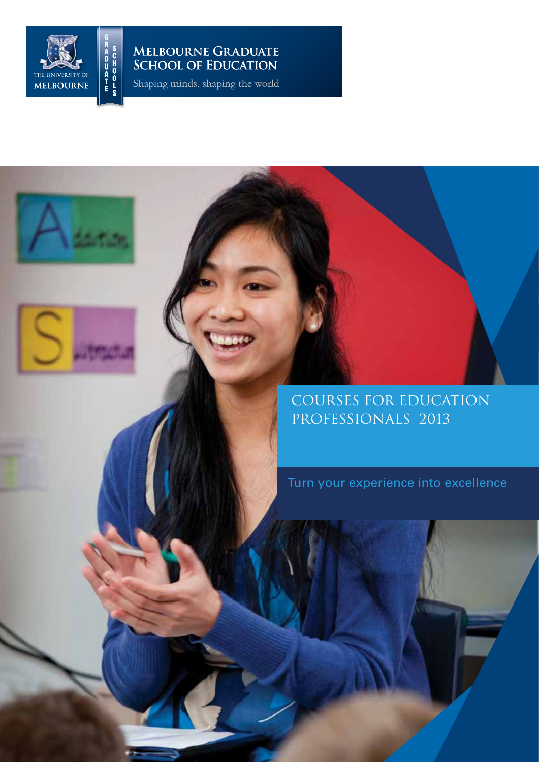THE UNIVERSITY OF MELBOURNE

GRADUATE SCHOOLS

**MELBOURNE GRADUATE SCHOOL OF EDUCATION**

Shaping minds, shaping the world

# COURSES FOR EDUCATION PROFESSIONALS 2013

Turn your experience into excellence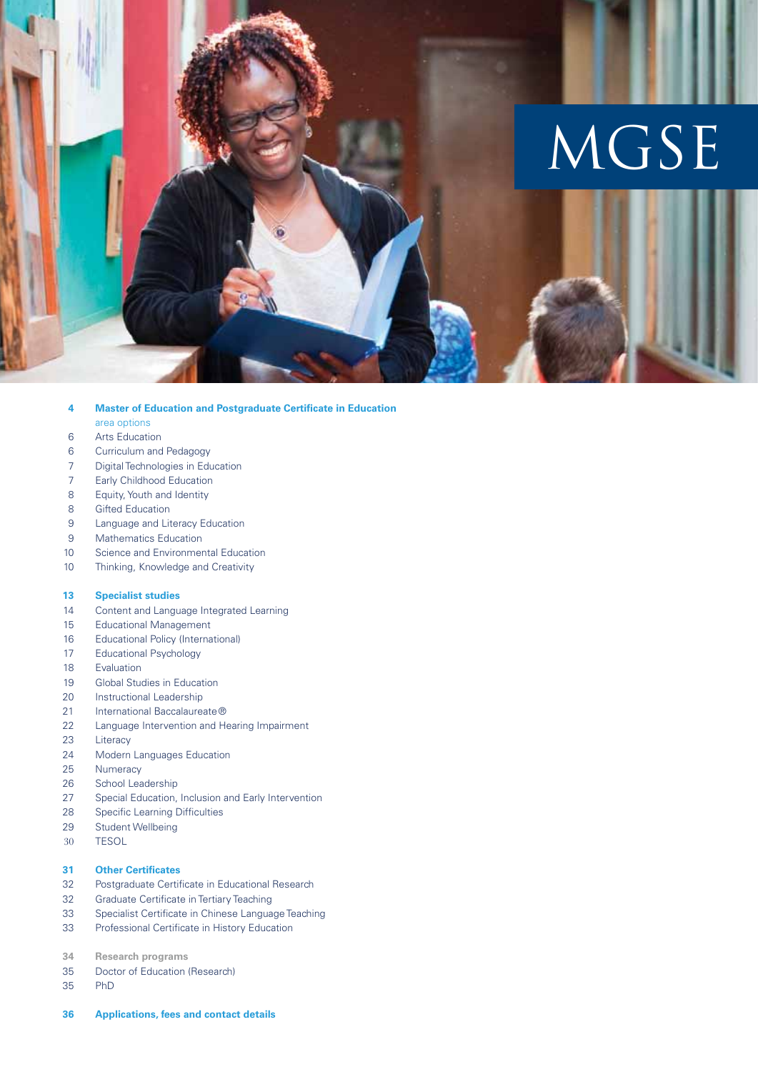# MGSE

**4 Master of Education and Postgraduate Certificate in Education area options**

- 6 Arts Education
- 6 Curriculum and Pedagogy
- 7 Digital Technologies in Education
- 7 Early Childhood Education
- 8 Equity, Youth and Identity
- 8 Gifted Education
- 9 Language and Literacy Education
- 9 Mathematics Education
- 10 Science and Environmental Education
- 10 Thinking, Knowledge and Creativity

**13 Specialist studies**

- 14 Content and Language Integrated Learning
- 15 Educational Management
- 16 Educational Policy (International)
- 17 Educational Psychology
- 18 Evaluation
- 19 Global Studies in Education
- 20 Instructional Leadership
- 21 International Baccalaureate®
- 22 Language Intervention and Hearing Impairment
- 23 Literacy
- 24 Modern Languages Education
- 25 Numeracy
- 26 School Leadership
- 27 Special Education, Inclusion and Early Intervention
- 28 Specific Learning Difficulties
- 29 Student Wellbeing
- 30 TESOL

**31 Other Certificates**

- 32 Postgraduate Certificate in Educational Research
- 32 Graduate Certificate in Tertiary Teaching
- 33 Specialist Certificate in Chinese Language Teaching
- 33 Professional Certificate in History Education

**34 Research programs**

- 35 Doctor of Education (Research)
- 35 PhD

**36 Applications, fees and contact details**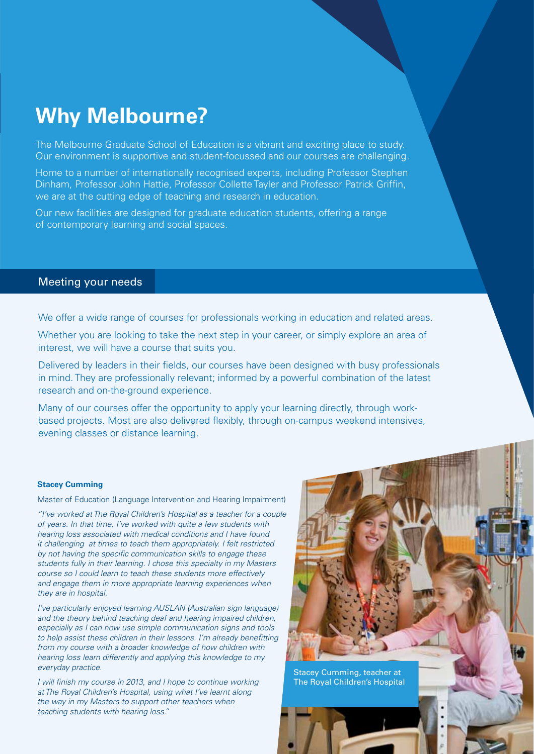# Why Melbourne?

The Melbourne Graduate School of Education is a vibrant and exciting place to study. Our environment is supportive and student-focussed and our courses are challenging.

Home to a number of internationally recognised experts, including Professor Stephen Dinham, Professor John Hattie, Professor Collette Tayler and Professor Patrick Griffin, we are at the cutting edge of teaching and research in education.

Our new facilities are designed for graduate education students, offering a range of contemporary learning and social spaces.

## Meeting your needs

We offer a wide range of courses for professionals working in education and related areas.

Whether you are looking to take the next step in your career, or simply explore an area of interest, we will have a course that suits you.

Delivered by leaders in their fields, our courses have been designed with busy professionals in mind. They are professionally relevant; informed by a powerful combination of the latest research and on-the-ground experience.

Many of our courses offer the opportunity to apply your learning directly, through work-based projects. Most are also delivered flexibly, through on-campus weekend intensives, evening classes or distance learning.

**Stacey Cumming**

Master of Education (Language Intervention and Hearing Impairment)

*"I've worked at The Royal Children's Hospital as a teacher for a couple of years. In that time, I've worked with quite a few students with hearing loss associated with medical conditions and I have found it challenging at times to teach them appropriately. I felt restricted by not having the specific communication skills to engage these students fully in their learning. I chose this specialty in my Masters course so I could learn to teach these students more effectively and engage them in more appropriate learning experiences when they are in hospital.*

*I've particularly enjoyed learning AUSLAN (Australian sign language) and the theory behind teaching deaf and hearing impaired children, especially as I can now use simple communication signs and tools to help assist these children in their lessons. I'm already benefitting from my course with a broader knowledge of how children with hearing loss learn differently and applying this knowledge to my everyday practice.*

*I will finish my course in 2013, and I hope to continue working at The Royal Children's Hospital, using what I've learnt along the way in my Masters to support other teachers when teaching students with hearing loss."*

Stacey Cumming, teacher at The Royal Children's Hospital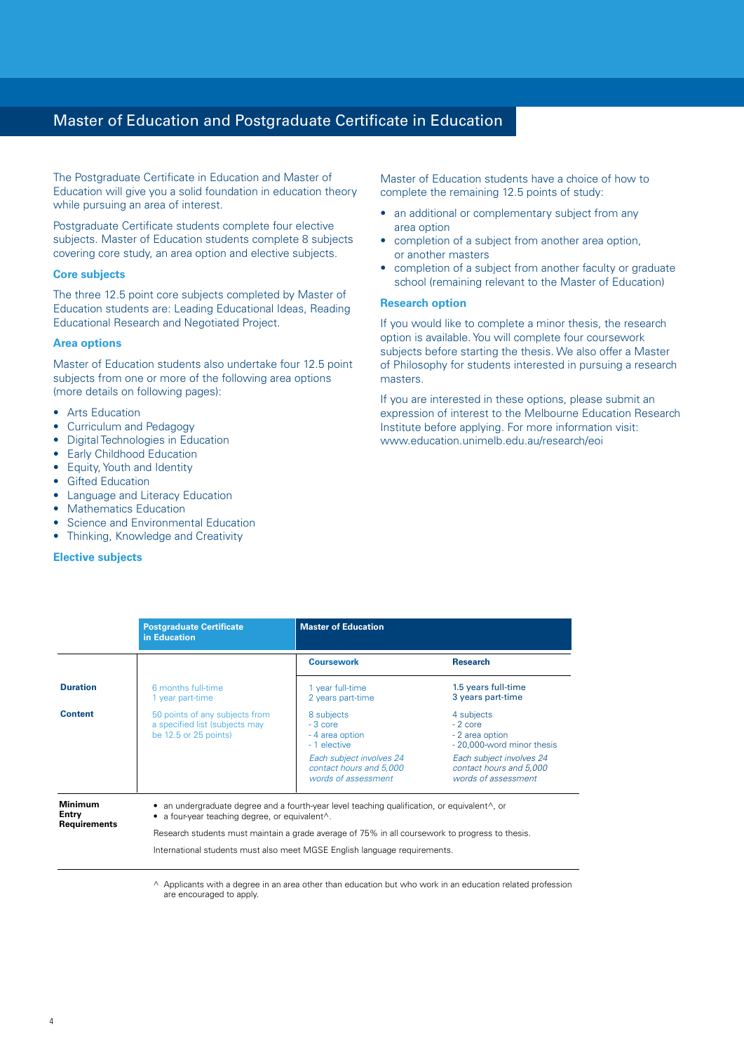# Master of Education and Postgraduate Certificate in Education

The Postgraduate Certificate in Education and Master of Education will give you a solid foundation in education theory while pursuing an area of interest.

Postgraduate Certificate students complete four elective subjects. Master of Education students complete 8 subjects covering core study, an area option and elective subjects.

### Core subjects

The three 12.5 point core subjects completed by Master of Education students are: Leading Educational Ideas, Reading Educational Research and Negotiated Project.

### Area options

Master of Education students also undertake four 12.5 point subjects from one or more of the following area options (more details on following pages):

- Arts Education
- Curriculum and Pedagogy
- Digital Technologies in Education
- Early Childhood Education
- Equity, Youth and Identity
- Gifted Education
- Language and Literacy Education
- Mathematics Education
- Science and Environmental Education
- Thinking, Knowledge and Creativity

### Elective subjects

Master of Education students have a choice of how to complete the remaining 12.5 points of study:

- an additional or complementary subject from any area option
- completion of a subject from another area option, or another masters
- completion of a subject from another faculty or graduate school (remaining relevant to the Master of Education)

### Research option

If you would like to complete a minor thesis, the research option is available. You will complete four coursework subjects before starting the thesis. We also offer a Master of Philosophy for students interested in pursuing a research masters.

If you are interested in these options, please submit an expression of interest to the Melbourne Education Research Institute before applying. For more information visit: www.education.unimelb.edu.au/research/eoi

| | Postgraduate Certificate in Education | Master of Education | |
|---|---|---|---|
| | | **Coursework** | **Research** |
| **Duration** | 6 months full-time<br>1 year part-time | 1 year full-time<br>2 years part-time | 1.5 years full-time<br>3 years part-time |
| **Content** | 50 points of any subjects from a specified list (subjects may be 12.5 or 25 points) | 8 subjects<br>- 3 core<br>- 4 area option<br>- 1 elective<br>*Each subject involves 24 contact hours and 5,000 words of assessment* | 4 subjects<br>- 2 core<br>- 2 area option<br>- 20,000-word minor thesis<br>*Each subject involves 24 contact hours and 5,000 words of assessment* |
| **Minimum Entry Requirements** | • an undergraduate degree and a fourth-year level teaching qualification, or equivalent^, or<br>• a four-year teaching degree, or equivalent^.<br>Research students must maintain a grade average of 75% in all coursework to progress to thesis.<br>International students must also meet MGSE English language requirements. | | |

^ Applicants with a degree in an area other than education but who work in an education related profession are encouraged to apply.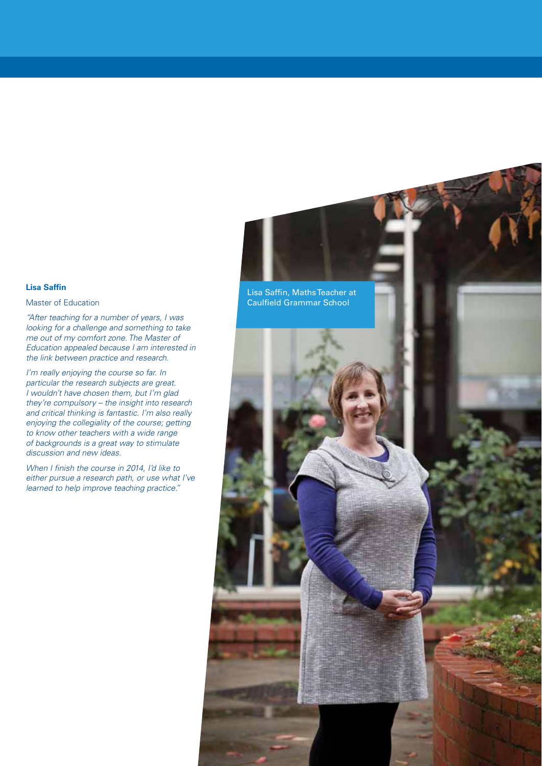**Lisa Saffin**

Master of Education

*"After teaching for a number of years, I was looking for a challenge and something to take me out of my comfort zone. The Master of Education appealed because I am interested in the link between practice and research.*

*I'm really enjoying the course so far. In particular the research subjects are great. I wouldn't have chosen them, but I'm glad they're compulsory – the insight into research and critical thinking is fantastic. I'm also really enjoying the collegiality of the course; getting to know other teachers with a wide range of backgrounds is a great way to stimulate discussion and new ideas.*

*When I finish the course in 2014, I'd like to either pursue a research path, or use what I've learned to help improve teaching practice."*

Lisa Saffin, Maths Teacher at Caulfield Grammar School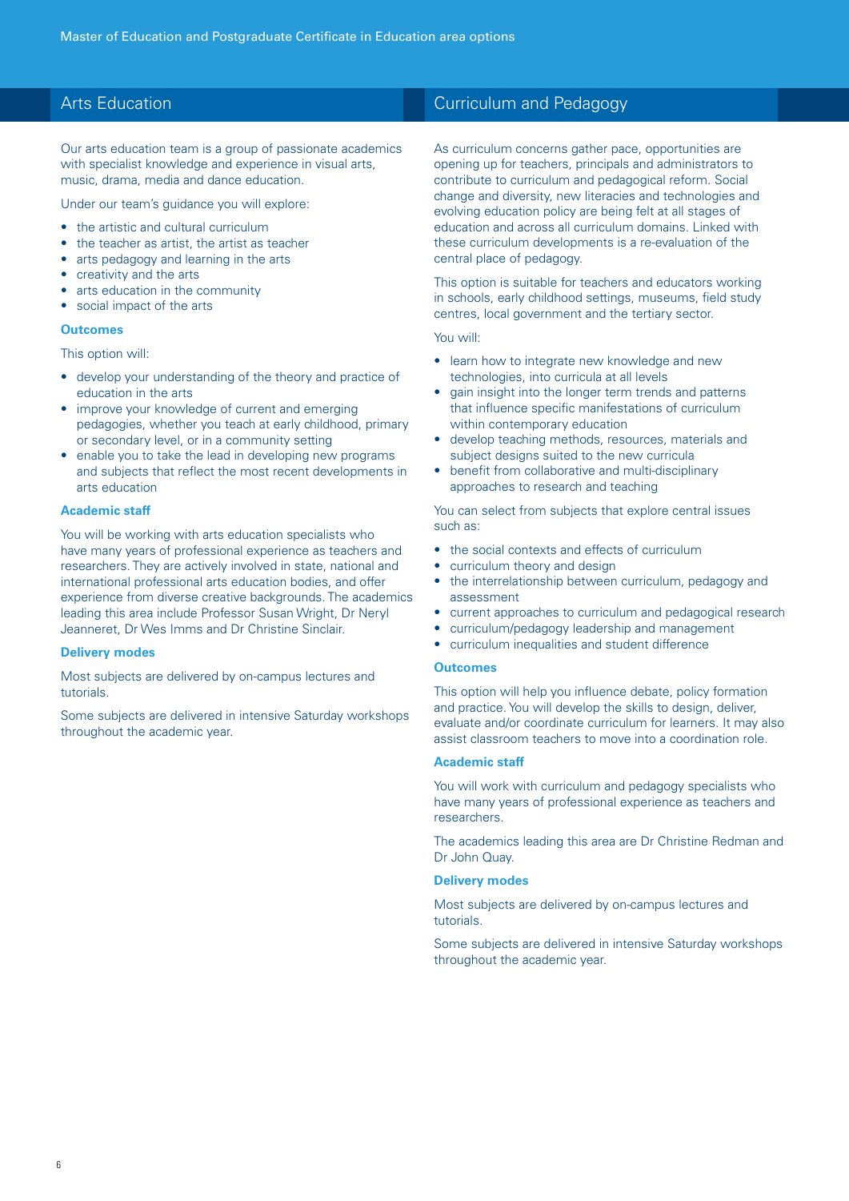## Arts Education

Our arts education team is a group of passionate academics with specialist knowledge and experience in visual arts, music, drama, media and dance education.

Under our team's guidance you will explore:

- the artistic and cultural curriculum
- the teacher as artist, the artist as teacher
- arts pedagogy and learning in the arts
- creativity and the arts
- arts education in the community
- social impact of the arts

### Outcomes

This option will:

- develop your understanding of the theory and practice of education in the arts
- improve your knowledge of current and emerging pedagogies, whether you teach at early childhood, primary or secondary level, or in a community setting
- enable you to take the lead in developing new programs and subjects that reflect the most recent developments in arts education

### Academic staff

You will be working with arts education specialists who have many years of professional experience as teachers and researchers. They are actively involved in state, national and international professional arts education bodies, and offer experience from diverse creative backgrounds. The academics leading this area include Professor Susan Wright, Dr Neryl Jeanneret, Dr Wes Imms and Dr Christine Sinclair.

### Delivery modes

Most subjects are delivered by on-campus lectures and tutorials.

Some subjects are delivered in intensive Saturday workshops throughout the academic year.

## Curriculum and Pedagogy

As curriculum concerns gather pace, opportunities are opening up for teachers, principals and administrators to contribute to curriculum and pedagogical reform. Social change and diversity, new literacies and technologies and evolving education policy are being felt at all stages of education and across all curriculum domains. Linked with these curriculum developments is a re-evaluation of the central place of pedagogy.

This option is suitable for teachers and educators working in schools, early childhood settings, museums, field study centres, local government and the tertiary sector.

You will:

- learn how to integrate new knowledge and new technologies, into curricula at all levels
- gain insight into the longer term trends and patterns that influence specific manifestations of curriculum within contemporary education
- develop teaching methods, resources, materials and subject designs suited to the new curricula
- benefit from collaborative and multi-disciplinary approaches to research and teaching

You can select from subjects that explore central issues such as:

- the social contexts and effects of curriculum
- curriculum theory and design
- the interrelationship between curriculum, pedagogy and assessment
- current approaches to curriculum and pedagogical research
- curriculum/pedagogy leadership and management
- curriculum inequalities and student difference

### Outcomes

This option will help you influence debate, policy formation and practice. You will develop the skills to design, deliver, evaluate and/or coordinate curriculum for learners. It may also assist classroom teachers to move into a coordination role.

### Academic staff

You will work with curriculum and pedagogy specialists who have many years of professional experience as teachers and researchers.

The academics leading this area are Dr Christine Redman and Dr John Quay.

### Delivery modes

Most subjects are delivered by on-campus lectures and tutorials.

Some subjects are delivered in intensive Saturday workshops throughout the academic year.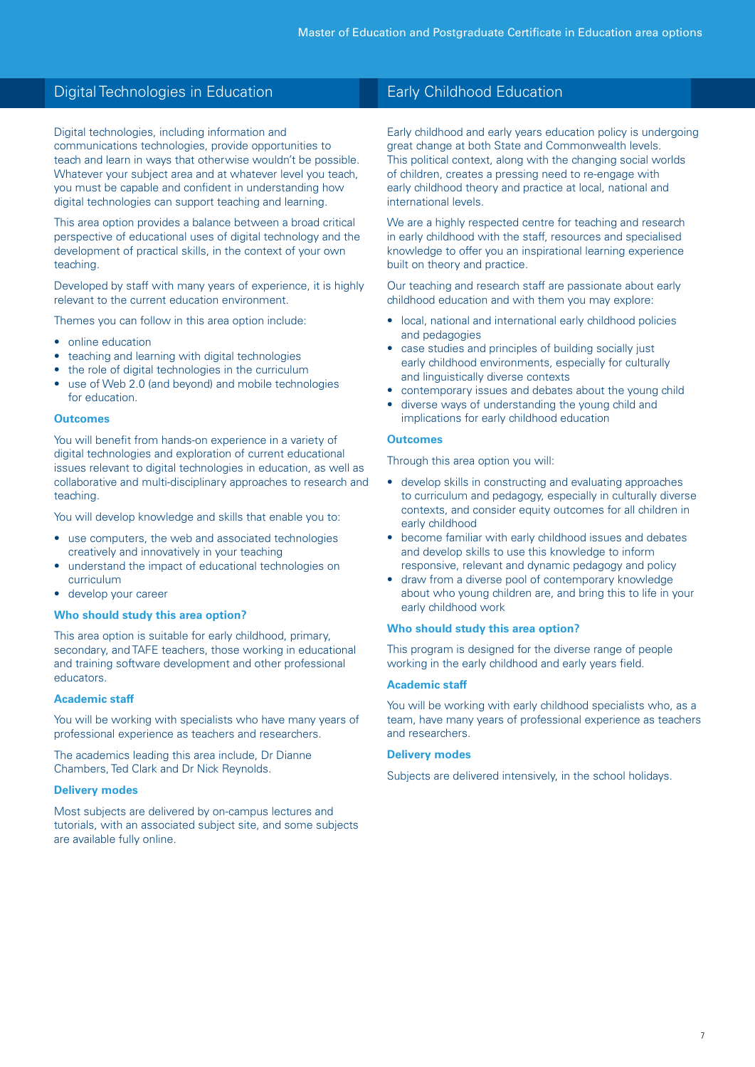## Digital Technologies in Education

Digital technologies, including information and communications technologies, provide opportunities to teach and learn in ways that otherwise wouldn't be possible. Whatever your subject area and at whatever level you teach, you must be capable and confident in understanding how digital technologies can support teaching and learning.

This area option provides a balance between a broad critical perspective of educational uses of digital technology and the development of practical skills, in the context of your own teaching.

Developed by staff with many years of experience, it is highly relevant to the current education environment.

Themes you can follow in this area option include:

- online education
- teaching and learning with digital technologies
- the role of digital technologies in the curriculum
- use of Web 2.0 (and beyond) and mobile technologies for education.

### Outcomes

You will benefit from hands-on experience in a variety of digital technologies and exploration of current educational issues relevant to digital technologies in education, as well as collaborative and multi-disciplinary approaches to research and teaching.

You will develop knowledge and skills that enable you to:

- use computers, the web and associated technologies creatively and innovatively in your teaching
- understand the impact of educational technologies on curriculum
- develop your career

### Who should study this area option?

This area option is suitable for early childhood, primary, secondary, and TAFE teachers, those working in educational and training software development and other professional educators.

### Academic staff

You will be working with specialists who have many years of professional experience as teachers and researchers.

The academics leading this area include, Dr Dianne Chambers, Ted Clark and Dr Nick Reynolds.

### Delivery modes

Most subjects are delivered by on-campus lectures and tutorials, with an associated subject site, and some subjects are available fully online.

## Early Childhood Education

Early childhood and early years education policy is undergoing great change at both State and Commonwealth levels. This political context, along with the changing social worlds of children, creates a pressing need to re-engage with early childhood theory and practice at local, national and international levels.

We are a highly respected centre for teaching and research in early childhood with the staff, resources and specialised knowledge to offer you an inspirational learning experience built on theory and practice.

Our teaching and research staff are passionate about early childhood education and with them you may explore:

- local, national and international early childhood policies and pedagogies
- case studies and principles of building socially just early childhood environments, especially for culturally and linguistically diverse contexts
- contemporary issues and debates about the young child
- diverse ways of understanding the young child and implications for early childhood education

### Outcomes

Through this area option you will:

- develop skills in constructing and evaluating approaches to curriculum and pedagogy, especially in culturally diverse contexts, and consider equity outcomes for all children in early childhood
- become familiar with early childhood issues and debates and develop skills to use this knowledge to inform responsive, relevant and dynamic pedagogy and policy
- draw from a diverse pool of contemporary knowledge about who young children are, and bring this to life in your early childhood work

### Who should study this area option?

This program is designed for the diverse range of people working in the early childhood and early years field.

### Academic staff

You will be working with early childhood specialists who, as a team, have many years of professional experience as teachers and researchers.

### Delivery modes

Subjects are delivered intensively, in the school holidays.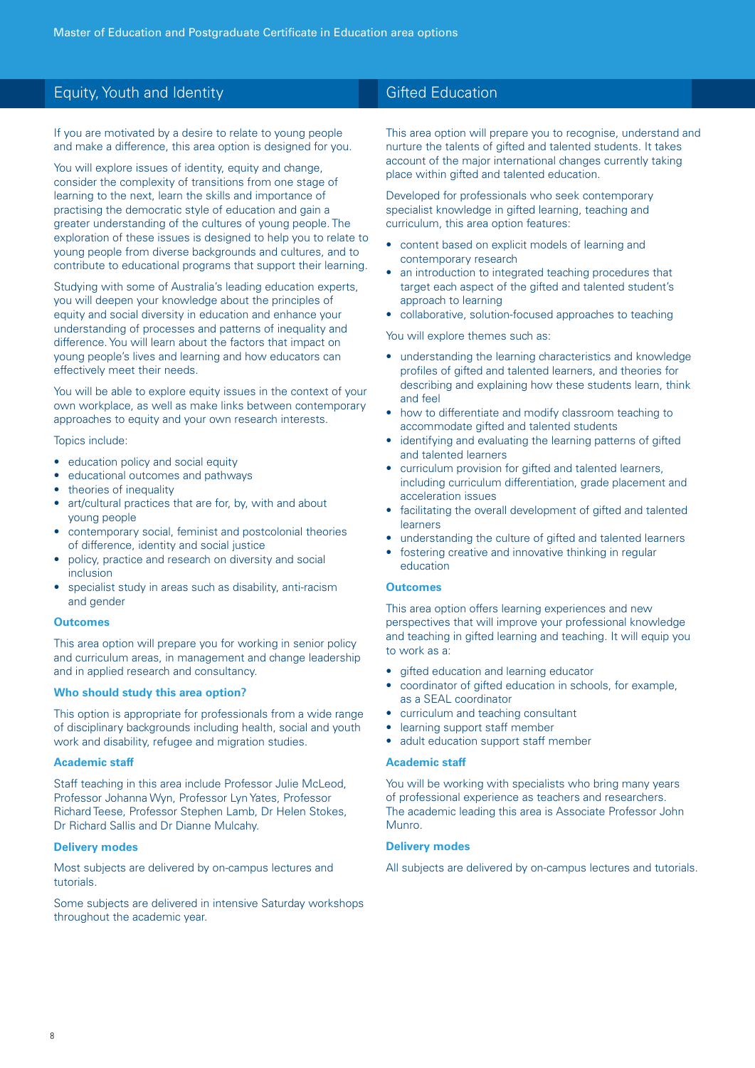## Equity, Youth and Identity

If you are motivated by a desire to relate to young people and make a difference, this area option is designed for you.

You will explore issues of identity, equity and change, consider the complexity of transitions from one stage of learning to the next, learn the skills and importance of practising the democratic style of education and gain a greater understanding of the cultures of young people. The exploration of these issues is designed to help you to relate to young people from diverse backgrounds and cultures, and to contribute to educational programs that support their learning.

Studying with some of Australia's leading education experts, you will deepen your knowledge about the principles of equity and social diversity in education and enhance your understanding of processes and patterns of inequality and difference. You will learn about the factors that impact on young people's lives and learning and how educators can effectively meet their needs.

You will be able to explore equity issues in the context of your own workplace, as well as make links between contemporary approaches to equity and your own research interests.

Topics include:

- education policy and social equity
- educational outcomes and pathways
- theories of inequality
- art/cultural practices that are for, by, with and about young people
- contemporary social, feminist and postcolonial theories of difference, identity and social justice
- policy, practice and research on diversity and social inclusion
- specialist study in areas such as disability, anti-racism and gender

### Outcomes

This area option will prepare you for working in senior policy and curriculum areas, in management and change leadership and in applied research and consultancy.

### Who should study this area option?

This option is appropriate for professionals from a wide range of disciplinary backgrounds including health, social and youth work and disability, refugee and migration studies.

### Academic staff

Staff teaching in this area include Professor Julie McLeod, Professor Johanna Wyn, Professor Lyn Yates, Professor Richard Teese, Professor Stephen Lamb, Dr Helen Stokes, Dr Richard Sallis and Dr Dianne Mulcahy.

### Delivery modes

Most subjects are delivered by on-campus lectures and tutorials.

Some subjects are delivered in intensive Saturday workshops throughout the academic year.

## Gifted Education

This area option will prepare you to recognise, understand and nurture the talents of gifted and talented students. It takes account of the major international changes currently taking place within gifted and talented education.

Developed for professionals who seek contemporary specialist knowledge in gifted learning, teaching and curriculum, this area option features:

- content based on explicit models of learning and contemporary research
- an introduction to integrated teaching procedures that target each aspect of the gifted and talented student's approach to learning
- collaborative, solution-focused approaches to teaching

You will explore themes such as:

- understanding the learning characteristics and knowledge profiles of gifted and talented learners, and theories for describing and explaining how these students learn, think and feel
- how to differentiate and modify classroom teaching to accommodate gifted and talented students
- identifying and evaluating the learning patterns of gifted and talented learners
- curriculum provision for gifted and talented learners, including curriculum differentiation, grade placement and acceleration issues
- facilitating the overall development of gifted and talented learners
- understanding the culture of gifted and talented learners
- fostering creative and innovative thinking in regular education

### Outcomes

This area option offers learning experiences and new perspectives that will improve your professional knowledge and teaching in gifted learning and teaching. It will equip you to work as a:

- gifted education and learning educator
- coordinator of gifted education in schools, for example, as a SEAL coordinator
- curriculum and teaching consultant
- learning support staff member
- adult education support staff member

### Academic staff

You will be working with specialists who bring many years of professional experience as teachers and researchers. The academic leading this area is Associate Professor John Munro.

### Delivery modes

All subjects are delivered by on-campus lectures and tutorials.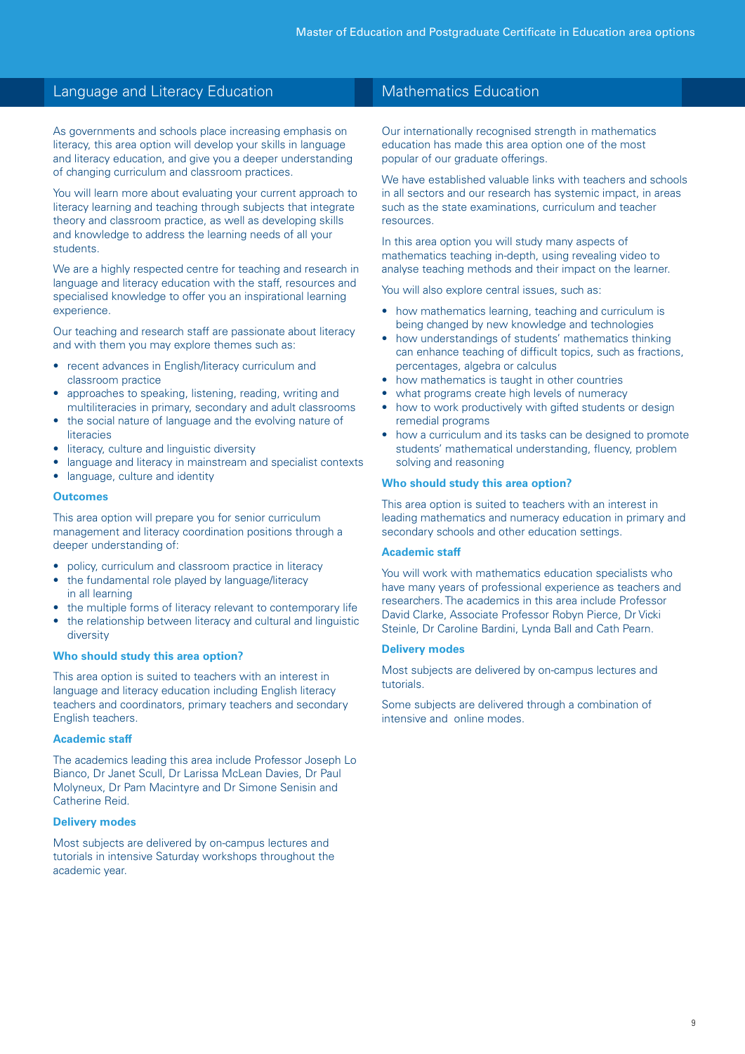## Language and Literacy Education

As governments and schools place increasing emphasis on literacy, this area option will develop your skills in language and literacy education, and give you a deeper understanding of changing curriculum and classroom practices.

You will learn more about evaluating your current approach to literacy learning and teaching through subjects that integrate theory and classroom practice, as well as developing skills and knowledge to address the learning needs of all your students.

We are a highly respected centre for teaching and research in language and literacy education with the staff, resources and specialised knowledge to offer you an inspirational learning experience.

Our teaching and research staff are passionate about literacy and with them you may explore themes such as:

- recent advances in English/literacy curriculum and classroom practice
- approaches to speaking, listening, reading, writing and multiliteracies in primary, secondary and adult classrooms
- the social nature of language and the evolving nature of literacies
- literacy, culture and linguistic diversity
- language and literacy in mainstream and specialist contexts
- language, culture and identity

### Outcomes

This area option will prepare you for senior curriculum management and literacy coordination positions through a deeper understanding of:

- policy, curriculum and classroom practice in literacy
- the fundamental role played by language/literacy in all learning
- the multiple forms of literacy relevant to contemporary life
- the relationship between literacy and cultural and linguistic diversity

### Who should study this area option?

This area option is suited to teachers with an interest in language and literacy education including English literacy teachers and coordinators, primary teachers and secondary English teachers.

### Academic staff

The academics leading this area include Professor Joseph Lo Bianco, Dr Janet Scull, Dr Larissa McLean Davies, Dr Paul Molyneux, Dr Pam Macintyre and Dr Simone Senisin and Catherine Reid.

### Delivery modes

Most subjects are delivered by on-campus lectures and tutorials in intensive Saturday workshops throughout the academic year.

## Mathematics Education

Our internationally recognised strength in mathematics education has made this area option one of the most popular of our graduate offerings.

We have established valuable links with teachers and schools in all sectors and our research has systemic impact, in areas such as the state examinations, curriculum and teacher resources.

In this area option you will study many aspects of mathematics teaching in-depth, using revealing video to analyse teaching methods and their impact on the learner.

You will also explore central issues, such as:

- how mathematics learning, teaching and curriculum is being changed by new knowledge and technologies
- how understandings of students' mathematics thinking can enhance teaching of difficult topics, such as fractions, percentages, algebra or calculus
- how mathematics is taught in other countries
- what programs create high levels of numeracy
- how to work productively with gifted students or design remedial programs
- how a curriculum and its tasks can be designed to promote students' mathematical understanding, fluency, problem solving and reasoning

### Who should study this area option?

This area option is suited to teachers with an interest in leading mathematics and numeracy education in primary and secondary schools and other education settings.

### Academic staff

You will work with mathematics education specialists who have many years of professional experience as teachers and researchers. The academics in this area include Professor David Clarke, Associate Professor Robyn Pierce, Dr Vicki Steinle, Dr Caroline Bardini, Lynda Ball and Cath Pearn.

### Delivery modes

Most subjects are delivered by on-campus lectures and tutorials.

Some subjects are delivered through a combination of intensive and online modes.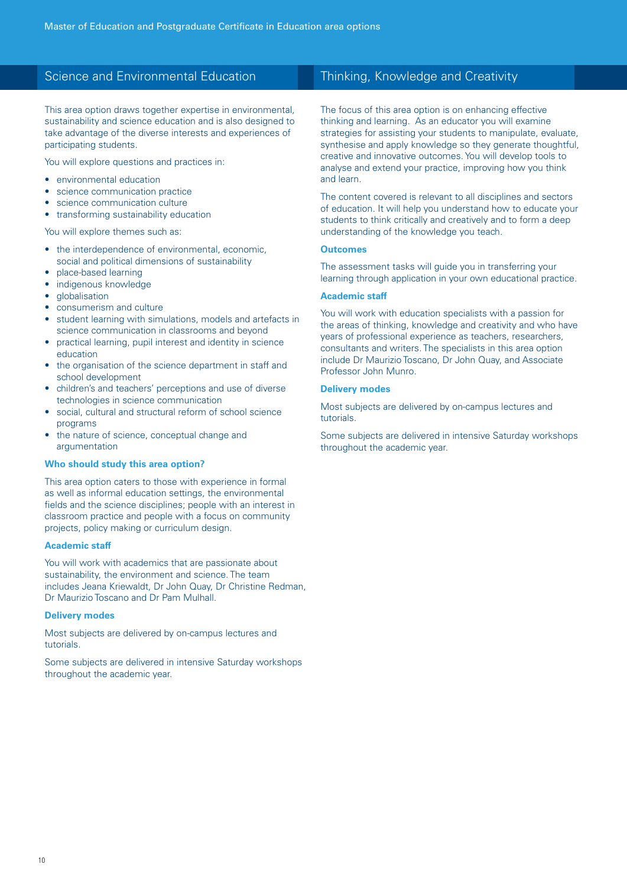## Science and Environmental Education

This area option draws together expertise in environmental, sustainability and science education and is also designed to take advantage of the diverse interests and experiences of participating students.

You will explore questions and practices in:

- environmental education
- science communication practice
- science communication culture
- transforming sustainability education

You will explore themes such as:

- the interdependence of environmental, economic, social and political dimensions of sustainability
- place-based learning
- indigenous knowledge
- globalisation
- consumerism and culture
- student learning with simulations, models and artefacts in science communication in classrooms and beyond
- practical learning, pupil interest and identity in science education
- the organisation of the science department in staff and school development
- children's and teachers' perceptions and use of diverse technologies in science communication
- social, cultural and structural reform of school science programs
- the nature of science, conceptual change and argumentation

### Who should study this area option?

This area option caters to those with experience in formal as well as informal education settings, the environmental fields and the science disciplines; people with an interest in classroom practice and people with a focus on community projects, policy making or curriculum design.

### Academic staff

You will work with academics that are passionate about sustainability, the environment and science. The team includes Jeana Kriewaldt, Dr John Quay, Dr Christine Redman, Dr Maurizio Toscano and Dr Pam Mulhall.

### Delivery modes

Most subjects are delivered by on-campus lectures and tutorials.

Some subjects are delivered in intensive Saturday workshops throughout the academic year.

## Thinking, Knowledge and Creativity

The focus of this area option is on enhancing effective thinking and learning. As an educator you will examine strategies for assisting your students to manipulate, evaluate, synthesise and apply knowledge so they generate thoughtful, creative and innovative outcomes. You will develop tools to analyse and extend your practice, improving how you think and learn.

The content covered is relevant to all disciplines and sectors of education. It will help you understand how to educate your students to think critically and creatively and to form a deep understanding of the knowledge you teach.

### Outcomes

The assessment tasks will guide you in transferring your learning through application in your own educational practice.

### Academic staff

You will work with education specialists with a passion for the areas of thinking, knowledge and creativity and who have years of professional experience as teachers, researchers, consultants and writers. The specialists in this area option include Dr Maurizio Toscano, Dr John Quay, and Associate Professor John Munro.

### Delivery modes

Most subjects are delivered by on-campus lectures and tutorials.

Some subjects are delivered in intensive Saturday workshops throughout the academic year.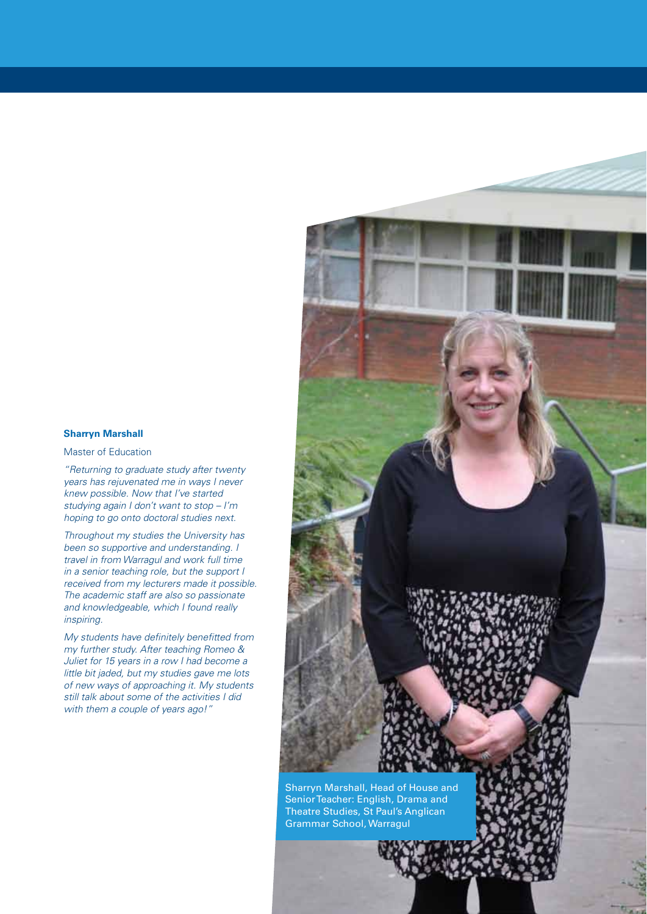**Sharryn Marshall**

Master of Education

*"Returning to graduate study after twenty years has rejuvenated me in ways I never knew possible. Now that I've started studying again I don't want to stop – I'm hoping to go onto doctoral studies next.*

*Throughout my studies the University has been so supportive and understanding. I travel in from Warragul and work full time in a senior teaching role, but the support I received from my lecturers made it possible. The academic staff are also so passionate and knowledgeable, which I found really inspiring.*

*My students have definitely benefitted from my further study. After teaching Romeo & Juliet for 15 years in a row I had become a little bit jaded, but my studies gave me lots of new ways of approaching it. My students still talk about some of the activities I did with them a couple of years ago!"*

Sharryn Marshall, Head of House and Senior Teacher: English, Drama and Theatre Studies, St Paul's Anglican Grammar School, Warragul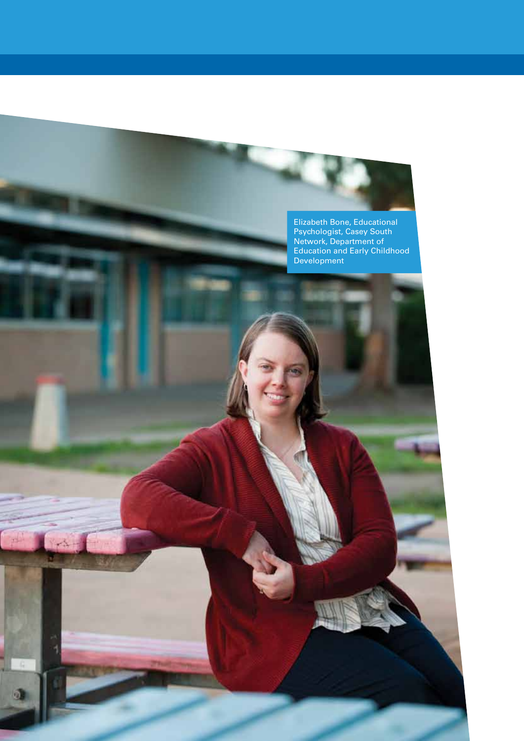Elizabeth Bone, Educational Psychologist, Casey South Network, Department of Education and Early Childhood Development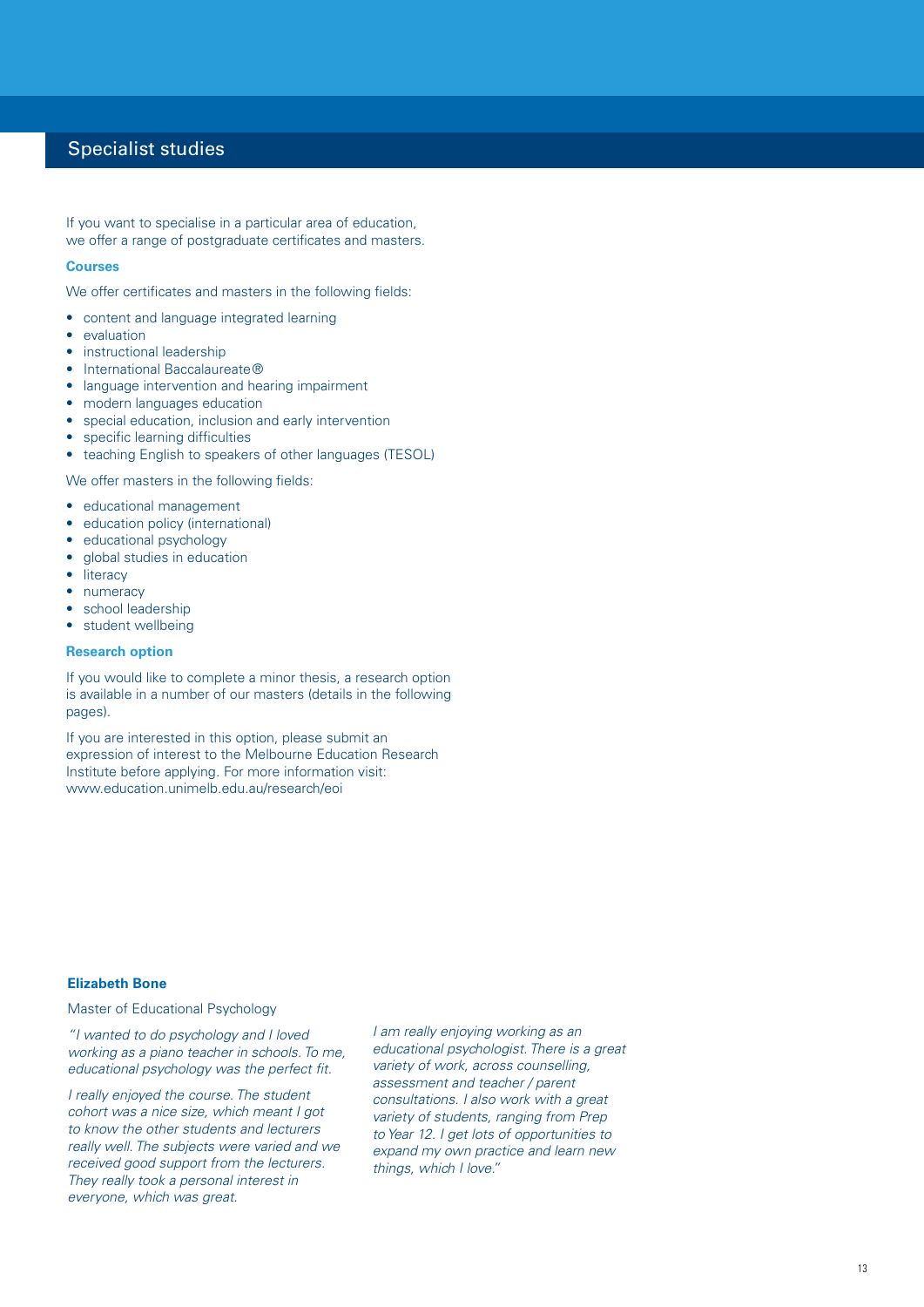## Specialist studies

If you want to specialise in a particular area of education, we offer a range of postgraduate certificates and masters.

### Courses

We offer certificates and masters in the following fields:

- content and language integrated learning
- evaluation
- instructional leadership
- International Baccalaureate®
- language intervention and hearing impairment
- modern languages education
- special education, inclusion and early intervention
- specific learning difficulties
- teaching English to speakers of other languages (TESOL)

We offer masters in the following fields:

- educational management
- education policy (international)
- educational psychology
- global studies in education
- literacy
- numeracy
- school leadership
- student wellbeing

### Research option

If you would like to complete a minor thesis, a research option is available in a number of our masters (details in the following pages).

If you are interested in this option, please submit an expression of interest to the Melbourne Education Research Institute before applying. For more information visit: www.education.unimelb.edu.au/research/eoi

**Elizabeth Bone**

Master of Educational Psychology

*"I wanted to do psychology and I loved working as a piano teacher in schools. To me, educational psychology was the perfect fit.*

*I really enjoyed the course. The student cohort was a nice size, which meant I got to know the other students and lecturers really well. The subjects were varied and we received good support from the lecturers. They really took a personal interest in everyone, which was great.*

*I am really enjoying working as an educational psychologist. There is a great variety of work, across counselling, assessment and teacher / parent consultations. I also work with a great variety of students, ranging from Prep to Year 12. I get lots of opportunities to expand my own practice and learn new things, which I love."*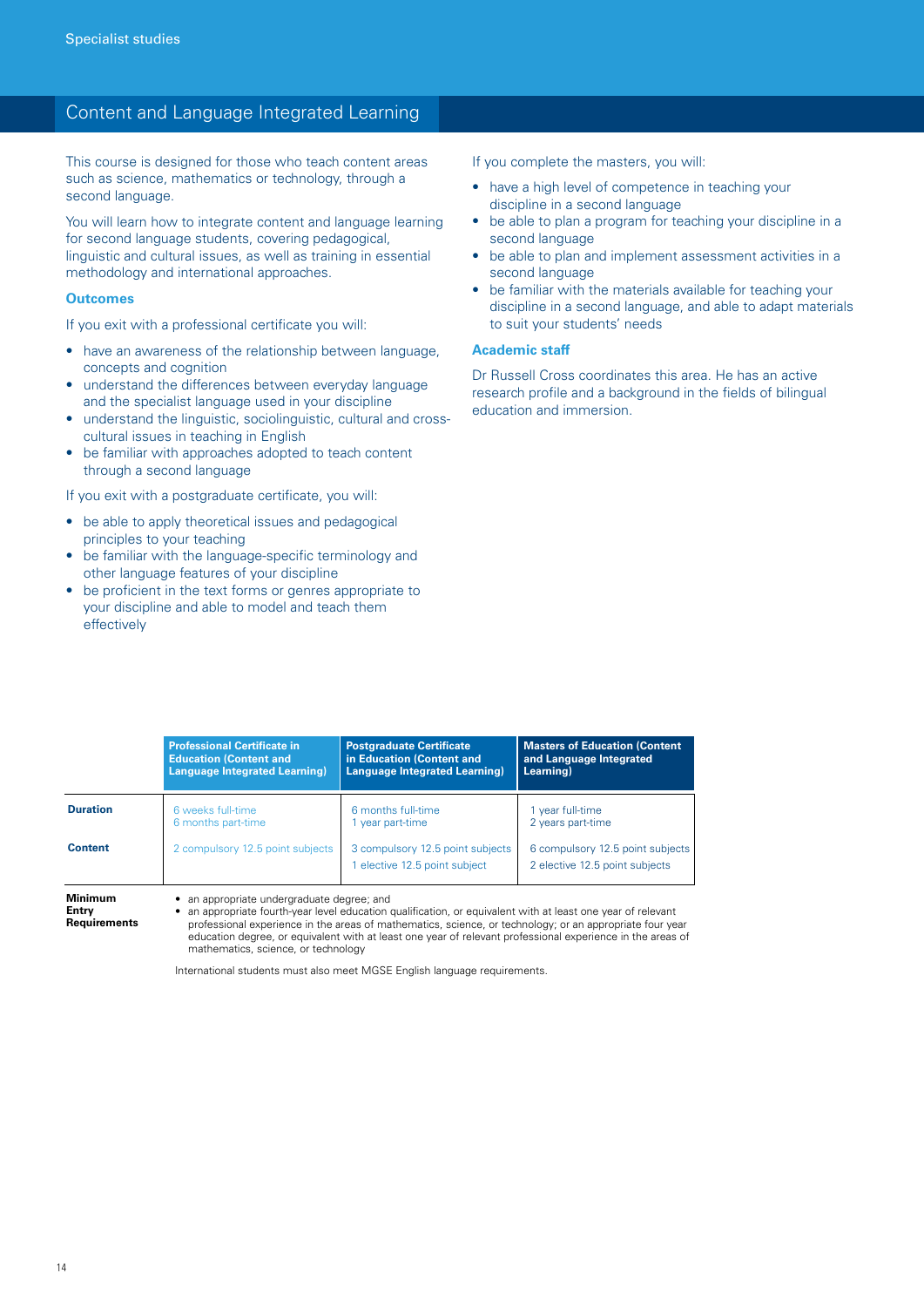# Content and Language Integrated Learning

This course is designed for those who teach content areas such as science, mathematics or technology, through a second language.

You will learn how to integrate content and language learning for second language students, covering pedagogical, linguistic and cultural issues, as well as training in essential methodology and international approaches.

### Outcomes

If you exit with a professional certificate you will:

- have an awareness of the relationship between language, concepts and cognition
- understand the differences between everyday language and the specialist language used in your discipline
- understand the linguistic, sociolinguistic, cultural and cross-cultural issues in teaching in English
- be familiar with approaches adopted to teach content through a second language

If you exit with a postgraduate certificate, you will:

- be able to apply theoretical issues and pedagogical principles to your teaching
- be familiar with the language-specific terminology and other language features of your discipline
- be proficient in the text forms or genres appropriate to your discipline and able to model and teach them effectively

If you complete the masters, you will:

- have a high level of competence in teaching your discipline in a second language
- be able to plan a program for teaching your discipline in a second language
- be able to plan and implement assessment activities in a second language
- be familiar with the materials available for teaching your discipline in a second language, and able to adapt materials to suit your students' needs

### Academic staff

Dr Russell Cross coordinates this area. He has an active research profile and a background in the fields of bilingual education and immersion.

| | Professional Certificate in Education (Content and Language Integrated Learning) | Postgraduate Certificate in Education (Content and Language Integrated Learning) | Masters of Education (Content and Language Integrated Learning) |
|---|---|---|---|
| **Duration** | 6 weeks full-time<br>6 months part-time | 6 months full-time<br>1 year part-time | 1 year full-time<br>2 years part-time |
| **Content** | 2 compulsory 12.5 point subjects | 3 compulsory 12.5 point subjects<br>1 elective 12.5 point subject | 6 compulsory 12.5 point subjects<br>2 elective 12.5 point subjects |

**Minimum Entry Requirements**

- an appropriate undergraduate degree; and
- an appropriate fourth-year level education qualification, or equivalent with at least one year of relevant professional experience in the areas of mathematics, science, or technology; or an appropriate four year education degree, or equivalent with at least one year of relevant professional experience in the areas of mathematics, science, or technology

International students must also meet MGSE English language requirements.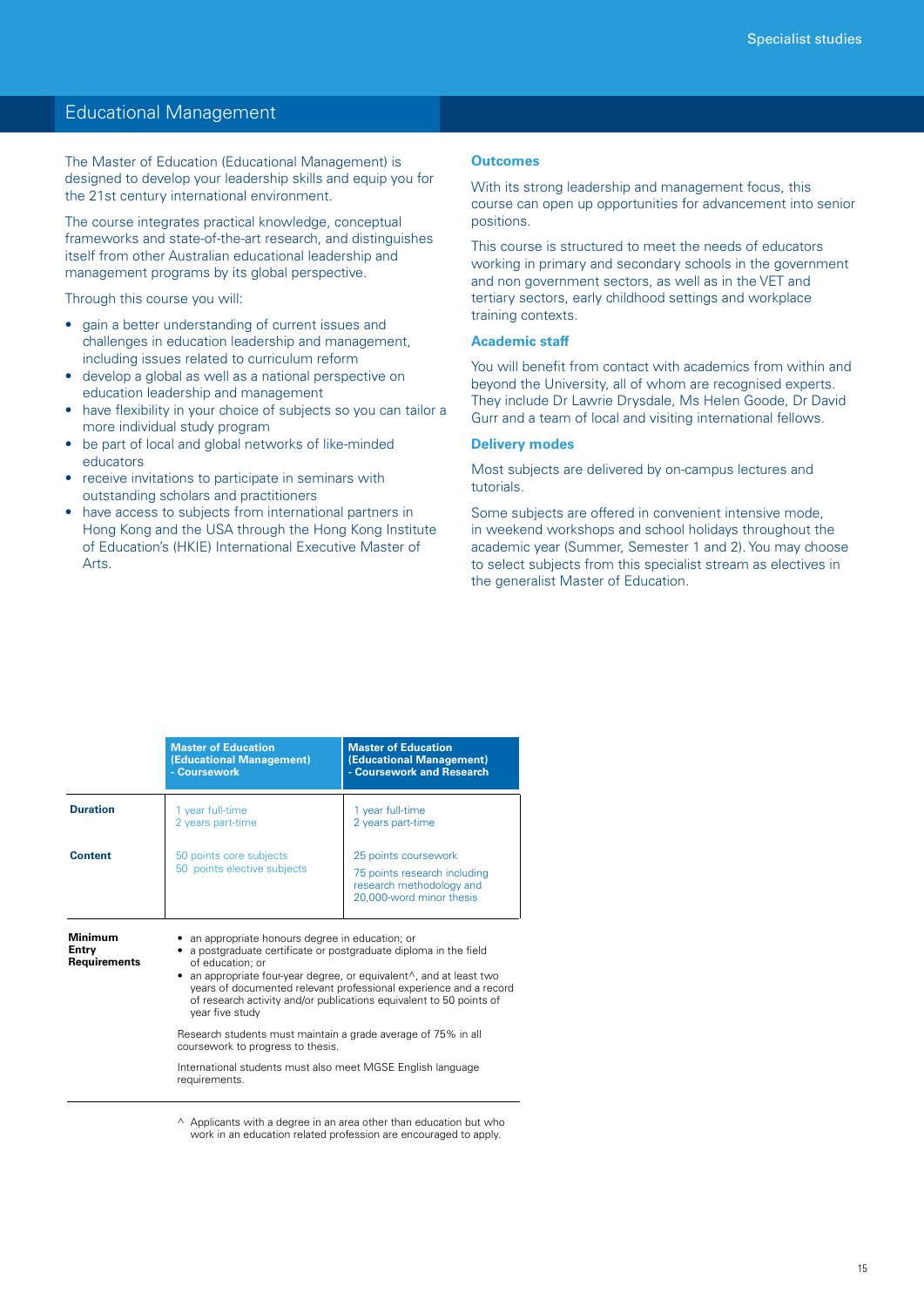# Educational Management

The Master of Education (Educational Management) is designed to develop your leadership skills and equip you for the 21st century international environment.

The course integrates practical knowledge, conceptual frameworks and state-of-the-art research, and distinguishes itself from other Australian educational leadership and management programs by its global perspective.

Through this course you will:

- gain a better understanding of current issues and challenges in education leadership and management, including issues related to curriculum reform
- develop a global as well as a national perspective on education leadership and management
- have flexibility in your choice of subjects so you can tailor a more individual study program
- be part of local and global networks of like-minded educators
- receive invitations to participate in seminars with outstanding scholars and practitioners
- have access to subjects from international partners in Hong Kong and the USA through the Hong Kong Institute of Education's (HKIE) International Executive Master of Arts.

## Outcomes

With its strong leadership and management focus, this course can open up opportunities for advancement into senior positions.

This course is structured to meet the needs of educators working in primary and secondary schools in the government and non government sectors, as well as in the VET and tertiary sectors, early childhood settings and workplace training contexts.

## Academic staff

You will benefit from contact with academics from within and beyond the University, all of whom are recognised experts. They include Dr Lawrie Drysdale, Ms Helen Goode, Dr David Gurr and a team of local and visiting international fellows.

## Delivery modes

Most subjects are delivered by on-campus lectures and tutorials.

Some subjects are offered in convenient intensive mode, in weekend workshops and school holidays throughout the academic year (Summer, Semester 1 and 2). You may choose to select subjects from this specialist stream as electives in the generalist Master of Education.

| | Master of Education (Educational Management) - Coursework | Master of Education (Educational Management) - Coursework and Research |
|---|---|---|
| **Duration** | 1 year full-time<br>2 years part-time | 1 year full-time<br>2 years part-time |
| **Content** | 50 points core subjects<br>50 points elective subjects | 25 points coursework<br>75 points research including research methodology and 20,000-word minor thesis |
| **Minimum Entry Requirements** | • an appropriate honours degree in education; or<br>• a postgraduate certificate or postgraduate diploma in the field of education; or<br>• an appropriate four-year degree, or equivalent^, and at least two years of documented relevant professional experience and a record of research activity and/or publications equivalent to 50 points of year five study<br><br>Research students must maintain a grade average of 75% in all coursework to progress to thesis.<br><br>International students must also meet MGSE English language requirements. | |

^ Applicants with a degree in an area other than education but who work in an education related profession are encouraged to apply.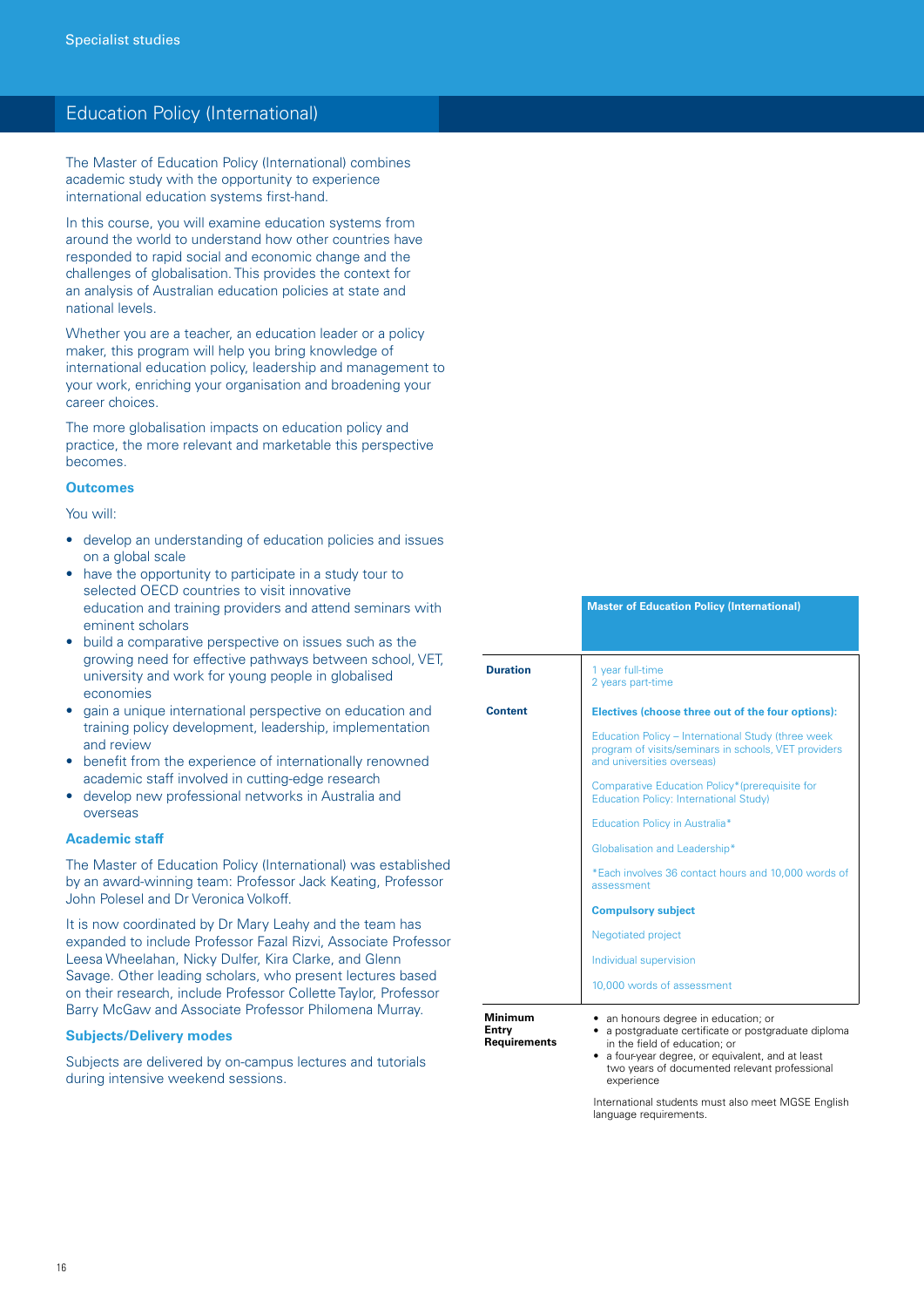Specialist studies

# Education Policy (International)

The Master of Education Policy (International) combines academic study with the opportunity to experience international education systems first-hand.

In this course, you will examine education systems from around the world to understand how other countries have responded to rapid social and economic change and the challenges of globalisation. This provides the context for an analysis of Australian education policies at state and national levels.

Whether you are a teacher, an education leader or a policy maker, this program will help you bring knowledge of international education policy, leadership and management to your work, enriching your organisation and broadening your career choices.

The more globalisation impacts on education policy and practice, the more relevant and marketable this perspective becomes.

### Outcomes

You will:

- develop an understanding of education policies and issues on a global scale
- have the opportunity to participate in a study tour to selected OECD countries to visit innovative education and training providers and attend seminars with eminent scholars
- build a comparative perspective on issues such as the growing need for effective pathways between school, VET, university and work for young people in globalised economies
- gain a unique international perspective on education and training policy development, leadership, implementation and review
- benefit from the experience of internationally renowned academic staff involved in cutting-edge research
- develop new professional networks in Australia and overseas

### Academic staff

The Master of Education Policy (International) was established by an award-winning team: Professor Jack Keating, Professor John Polesel and Dr Veronica Volkoff.

It is now coordinated by Dr Mary Leahy and the team has expanded to include Professor Fazal Rizvi, Associate Professor Leesa Wheelahan, Nicky Dulfer, Kira Clarke, and Glenn Savage. Other leading scholars, who present lectures based on their research, include Professor Collette Taylor, Professor Barry McGaw and Associate Professor Philomena Murray.

### Subjects/Delivery modes

Subjects are delivered by on-campus lectures and tutorials during intensive weekend sessions.

| | Master of Education Policy (International) |
|---|---|
| **Duration** | 1 year full-time<br>2 years part-time |
| **Content** | **Electives (choose three out of the four options):**<br><br>Education Policy – International Study (three week program of visits/seminars in schools, VET providers and universities overseas)<br><br>Comparative Education Policy* (prerequisite for Education Policy: International Study)<br><br>Education Policy in Australia*<br><br>Globalisation and Leadership*<br><br>*Each involves 36 contact hours and 10,000 words of assessment<br><br>**Compulsory subject**<br><br>Negotiated project<br><br>Individual supervision<br><br>10,000 words of assessment |
| **Minimum Entry Requirements** | • an honours degree in education; or<br>• a postgraduate certificate or postgraduate diploma in the field of education; or<br>• a four-year degree, or equivalent, and at least two years of documented relevant professional experience<br><br>International students must also meet MGSE English language requirements. |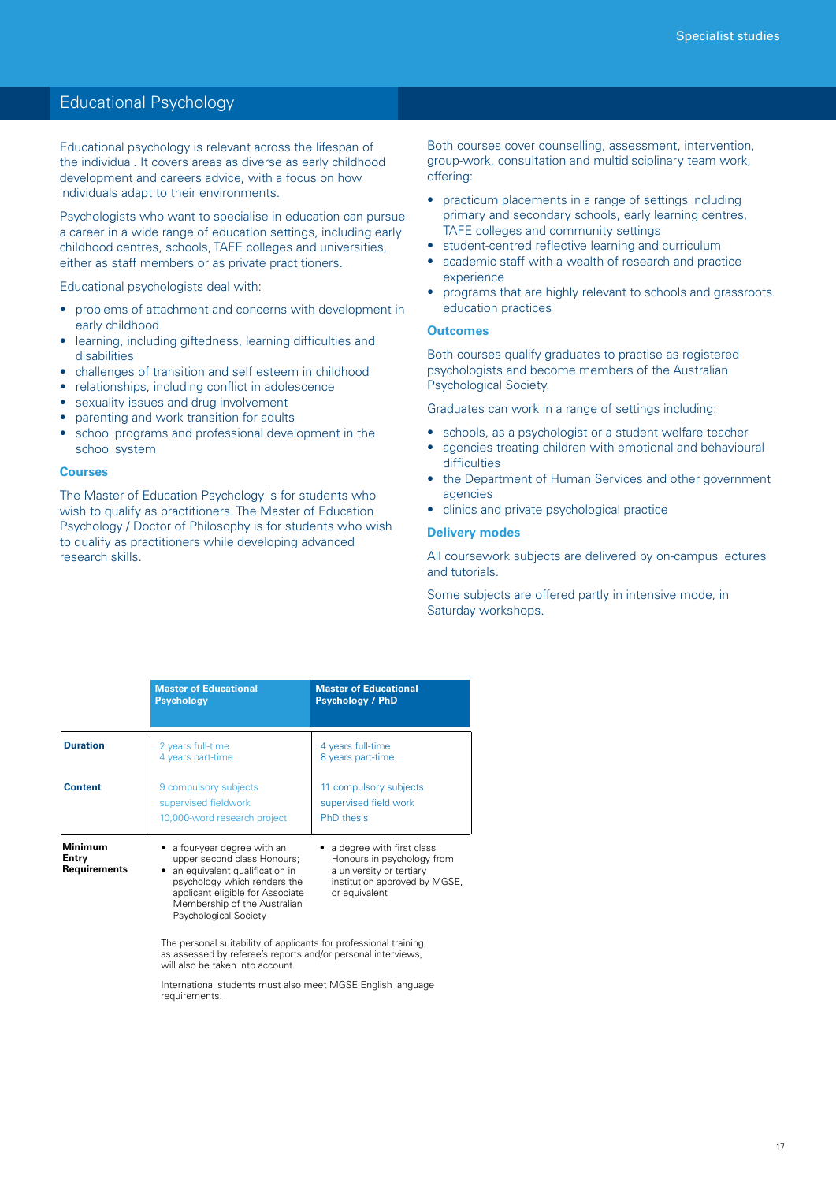## Educational Psychology

Educational psychology is relevant across the lifespan of the individual. It covers areas as diverse as early childhood development and careers advice, with a focus on how individuals adapt to their environments.

Psychologists who want to specialise in education can pursue a career in a wide range of education settings, including early childhood centres, schools, TAFE colleges and universities, either as staff members or as private practitioners.

Educational psychologists deal with:

- problems of attachment and concerns with development in early childhood
- learning, including giftedness, learning difficulties and disabilities
- challenges of transition and self esteem in childhood
- relationships, including conflict in adolescence
- sexuality issues and drug involvement
- parenting and work transition for adults
- school programs and professional development in the school system

### Courses

The Master of Education Psychology is for students who wish to qualify as practitioners. The Master of Education Psychology / Doctor of Philosophy is for students who wish to qualify as practitioners while developing advanced research skills.

Both courses cover counselling, assessment, intervention, group-work, consultation and multidisciplinary team work, offering:

- practicum placements in a range of settings including primary and secondary schools, early learning centres, TAFE colleges and community settings
- student-centred reflective learning and curriculum
- academic staff with a wealth of research and practice experience
- programs that are highly relevant to schools and grassroots education practices

### Outcomes

Both courses qualify graduates to practise as registered psychologists and become members of the Australian Psychological Society.

Graduates can work in a range of settings including:

- schools, as a psychologist or a student welfare teacher
- agencies treating children with emotional and behavioural difficulties
- the Department of Human Services and other government agencies
- clinics and private psychological practice

### Delivery modes

All coursework subjects are delivered by on-campus lectures and tutorials.

Some subjects are offered partly in intensive mode, in Saturday workshops.

| | Master of Educational Psychology | Master of Educational Psychology / PhD |
|---|---|---|
| **Duration** | 2 years full-time<br>4 years part-time | 4 years full-time<br>8 years part-time |
| **Content** | 9 compulsory subjects<br>supervised fieldwork<br>10,000-word research project | 11 compulsory subjects<br>supervised field work<br>PhD thesis |
| **Minimum Entry Requirements** | • a four-year degree with an upper second class Honours;<br>• an equivalent qualification in psychology which renders the applicant eligible for Associate Membership of the Australian Psychological Society | • a degree with first class Honours in psychology from a university or tertiary institution approved by MGSE, or equivalent |

The personal suitability of applicants for professional training, as assessed by referee's reports and/or personal interviews, will also be taken into account.

International students must also meet MGSE English language requirements.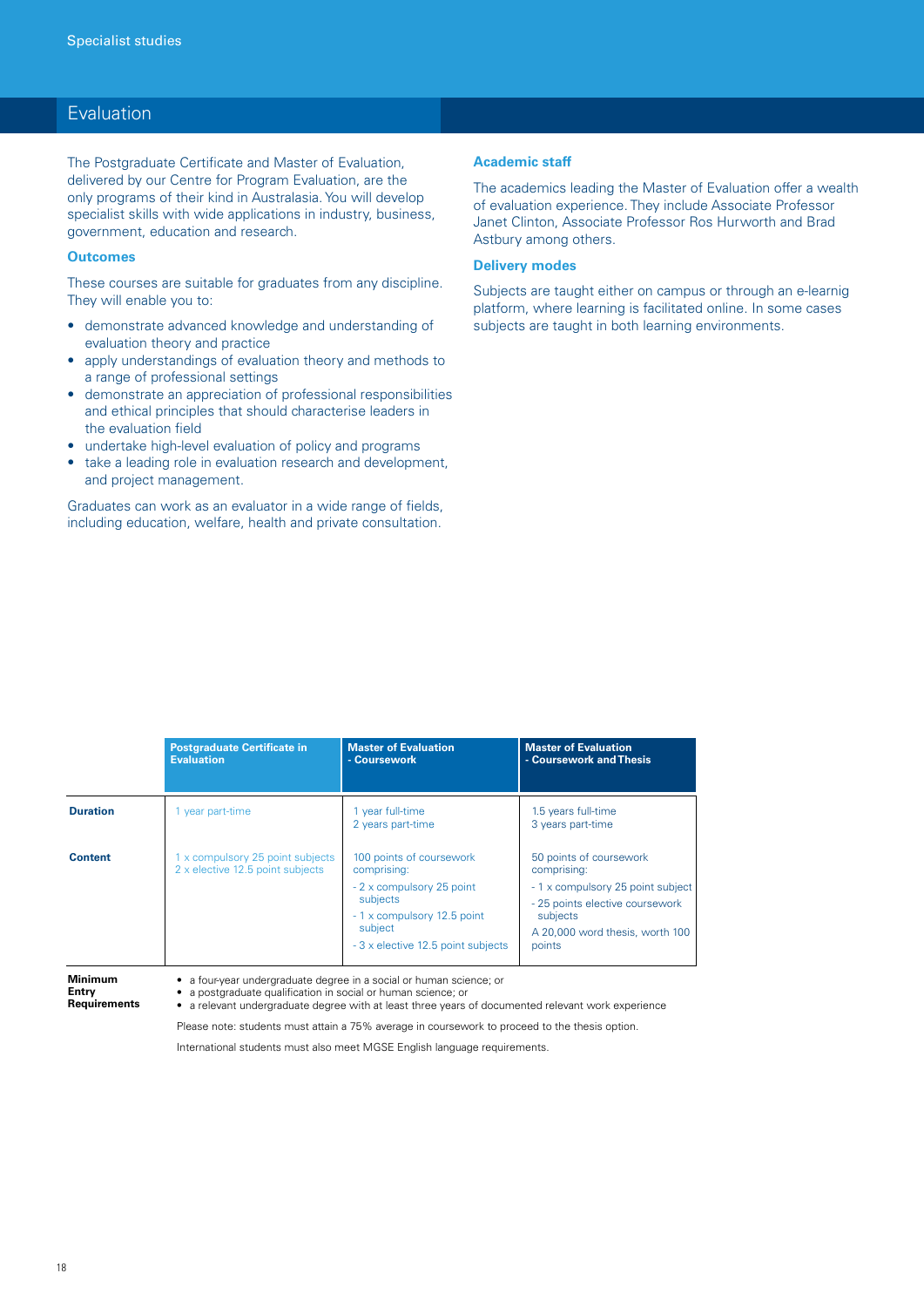Specialist studies

# Evaluation

The Postgraduate Certificate and Master of Evaluation, delivered by our Centre for Program Evaluation, are the only programs of their kind in Australasia. You will develop specialist skills with wide applications in industry, business, government, education and research.

### Outcomes

These courses are suitable for graduates from any discipline. They will enable you to:

- demonstrate advanced knowledge and understanding of evaluation theory and practice
- apply understandings of evaluation theory and methods to a range of professional settings
- demonstrate an appreciation of professional responsibilities and ethical principles that should characterise leaders in the evaluation field
- undertake high-level evaluation of policy and programs
- take a leading role in evaluation research and development, and project management.

Graduates can work as an evaluator in a wide range of fields, including education, welfare, health and private consultation.

### Academic staff

The academics leading the Master of Evaluation offer a wealth of evaluation experience. They include Associate Professor Janet Clinton, Associate Professor Ros Hurworth and Brad Astbury among others.

### Delivery modes

Subjects are taught either on campus or through an e-learnig platform, where learning is facilitated online. In some cases subjects are taught in both learning environments.

| | Postgraduate Certificate in Evaluation | Master of Evaluation - Coursework | Master of Evaluation - Coursework and Thesis |
|---|---|---|---|
| **Duration** | 1 year part-time | 1 year full-time<br>2 years part-time | 1.5 years full-time<br>3 years part-time |
| **Content** | 1 x compulsory 25 point subjects<br>2 x elective 12.5 point subjects | 100 points of coursework comprising:<br>- 2 x compulsory 25 point subjects<br>- 1 x compulsory 12.5 point subject<br>- 3 x elective 12.5 point subjects | 50 points of coursework comprising:<br>- 1 x compulsory 25 point subject<br>- 25 points elective coursework subjects<br>A 20,000 word thesis, worth 100 points |

**Minimum Entry Requirements**

- a four-year undergraduate degree in a social or human science; or
- a postgraduate qualification in social or human science; or
- a relevant undergraduate degree with at least three years of documented relevant work experience

Please note: students must attain a 75% average in coursework to proceed to the thesis option.

International students must also meet MGSE English language requirements.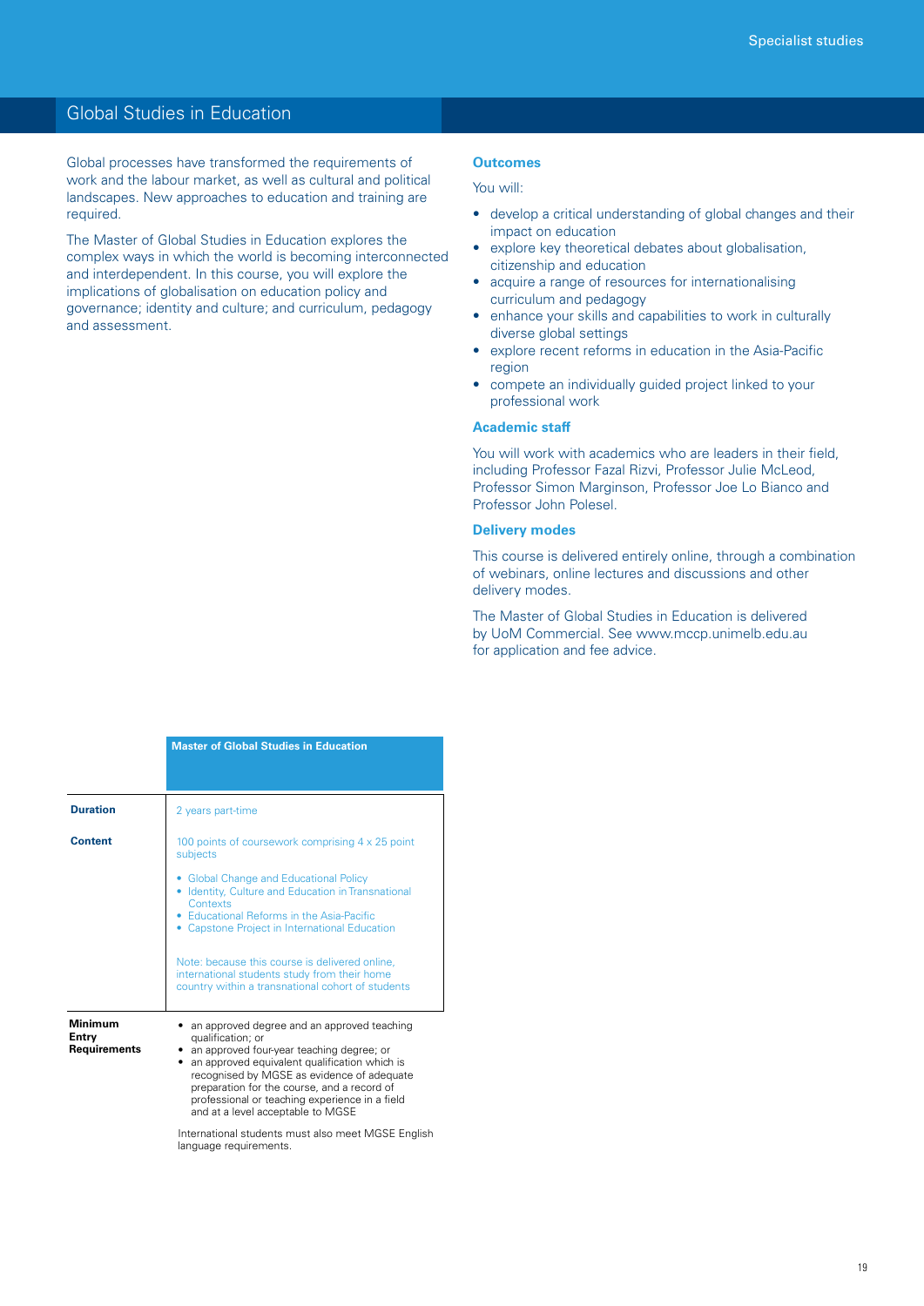# Global Studies in Education

Global processes have transformed the requirements of work and the labour market, as well as cultural and political landscapes. New approaches to education and training are required.

The Master of Global Studies in Education explores the complex ways in which the world is becoming interconnected and interdependent. In this course, you will explore the implications of globalisation on education policy and governance; identity and culture; and curriculum, pedagogy and assessment.

## Outcomes

You will:

- develop a critical understanding of global changes and their impact on education
- explore key theoretical debates about globalisation, citizenship and education
- acquire a range of resources for internationalising curriculum and pedagogy
- enhance your skills and capabilities to work in culturally diverse global settings
- explore recent reforms in education in the Asia-Pacific region
- compete an individually guided project linked to your professional work

## Academic staff

You will work with academics who are leaders in their field, including Professor Fazal Rizvi, Professor Julie McLeod, Professor Simon Marginson, Professor Joe Lo Bianco and Professor John Polesel.

## Delivery modes

This course is delivered entirely online, through a combination of webinars, online lectures and discussions and other delivery modes.

The Master of Global Studies in Education is delivered by UoM Commercial. See www.mccp.unimelb.edu.au for application and fee advice.

| | Master of Global Studies in Education |
|---|---|
| **Duration** | 2 years part-time |
| **Content** | 100 points of coursework comprising 4 x 25 point subjects<br>• Global Change and Educational Policy<br>• Identity, Culture and Education in Transnational Contexts<br>• Educational Reforms in the Asia-Pacific<br>• Capstone Project in International Education<br><br>Note: because this course is delivered online, international students study from their home country within a transnational cohort of students |
| **Minimum Entry Requirements** | • an approved degree and an approved teaching qualification; or<br>• an approved four-year teaching degree; or<br>• an approved equivalent qualification which is recognised by MGSE as evidence of adequate preparation for the course, and a record of professional or teaching experience in a field and at a level acceptable to MGSE<br><br>International students must also meet MGSE English language requirements. |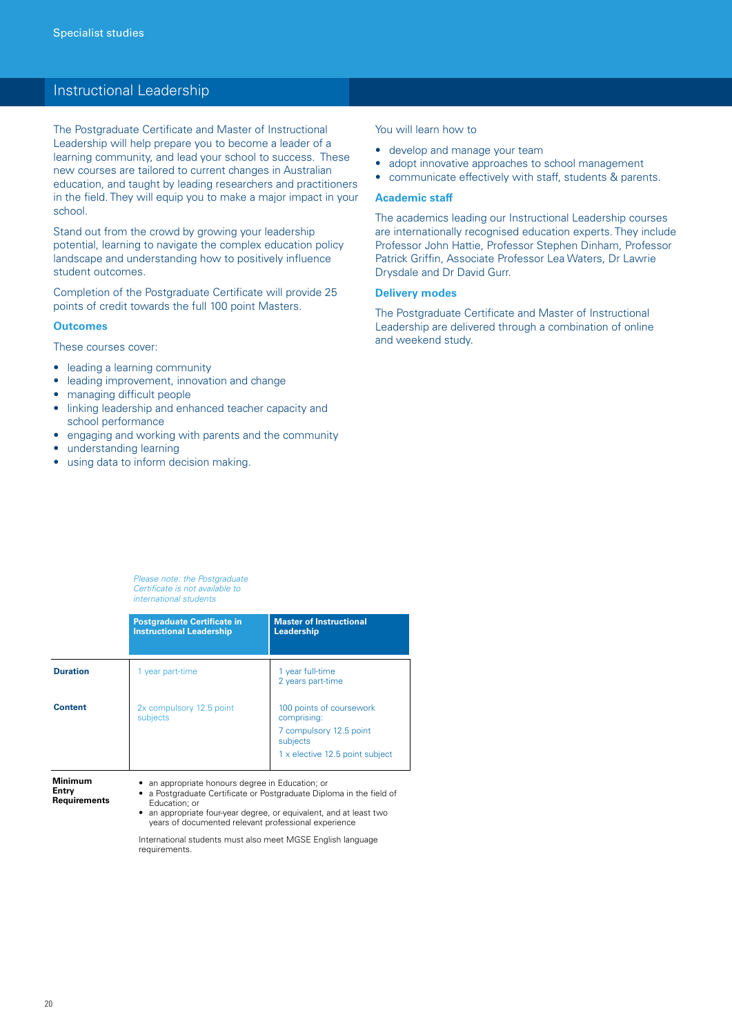Specialist studies

# Instructional Leadership

The Postgraduate Certificate and Master of Instructional Leadership will help prepare you to become a leader of a learning community, and lead your school to success. These new courses are tailored to current changes in Australian education, and taught by leading researchers and practitioners in the field. They will equip you to make a major impact in your school.

Stand out from the crowd by growing your leadership potential, learning to navigate the complex education policy landscape and understanding how to positively influence student outcomes.

Completion of the Postgraduate Certificate will provide 25 points of credit towards the full 100 point Masters.

### Outcomes

These courses cover:

- leading a learning community
- leading improvement, innovation and change
- managing difficult people
- linking leadership and enhanced teacher capacity and school performance
- engaging and working with parents and the community
- understanding learning
- using data to inform decision making.

You will learn how to

- develop and manage your team
- adopt innovative approaches to school management
- communicate effectively with staff, students & parents.

### Academic staff

The academics leading our Instructional Leadership courses are internationally recognised education experts. They include Professor John Hattie, Professor Stephen Dinham, Professor Patrick Griffin, Associate Professor Lea Waters, Dr Lawrie Drysdale and Dr David Gurr.

### Delivery modes

The Postgraduate Certificate and Master of Instructional Leadership are delivered through a combination of online and weekend study.

*Please note: the Postgraduate Certificate is not available to international students*

| | Postgraduate Certificate in Instructional Leadership | Master of Instructional Leadership |
|---|---|---|
| **Duration** | 1 year part-time | 1 year full-time<br>2 years part-time |
| **Content** | 2x compulsory 12.5 point subjects | 100 points of coursework comprising:<br>7 compulsory 12.5 point subjects<br>1 x elective 12.5 point subject |
| **Minimum Entry Requirements** | • an appropriate honours degree in Education; or<br>• a Postgraduate Certificate or Postgraduate Diploma in the field of Education; or<br>• an appropriate four-year degree, or equivalent, and at least two years of documented relevant professional experience<br><br>International students must also meet MGSE English language requirements. | |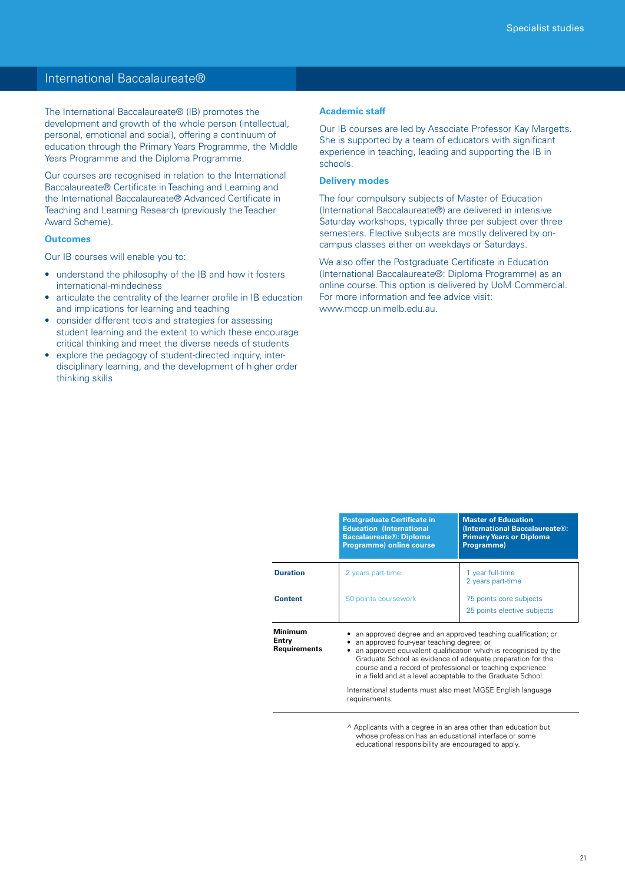# International Baccalaureate®

The International Baccalaureate® (IB) promotes the development and growth of the whole person (intellectual, personal, emotional and social), offering a continuum of education through the Primary Years Programme, the Middle Years Programme and the Diploma Programme.

Our courses are recognised in relation to the International Baccalaureate® Certificate in Teaching and Learning and the International Baccalaureate® Advanced Certificate in Teaching and Learning Research (previously the Teacher Award Scheme).

### Outcomes

Our IB courses will enable you to:

- understand the philosophy of the IB and how it fosters international-mindedness
- articulate the centrality of the learner profile in IB education and implications for learning and teaching
- consider different tools and strategies for assessing student learning and the extent to which these encourage critical thinking and meet the diverse needs of students
- explore the pedagogy of student-directed inquiry, inter-disciplinary learning, and the development of higher order thinking skills

### Academic staff

Our IB courses are led by Associate Professor Kay Margetts. She is supported by a team of educators with significant experience in teaching, leading and supporting the IB in schools.

### Delivery modes

The four compulsory subjects of Master of Education (International Baccalaureate®) are delivered in intensive Saturday workshops, typically three per subject over three semesters. Elective subjects are mostly delivered by on-campus classes either on weekdays or Saturdays.

We also offer the Postgraduate Certificate in Education (International Baccalaureate®: Diploma Programme) as an online course. This option is delivered by UoM Commercial. For more information and fee advice visit: www.mccp.unimelb.edu.au.

| | Postgraduate Certificate in Education (International Baccalaureate®: Diploma Programme) online course | Master of Education (International Baccalaureate®: Primary Years or Diploma Programme) |
|---|---|---|
| **Duration** | 2 years part-time | 1 year full-time<br>2 years part-time |
| **Content** | 50 points coursework | 75 points core subjects<br>25 points elective subjects |
| **Minimum Entry Requirements** | • an approved degree and an approved teaching qualification; or<br>• an approved four-year teaching degree; or<br>• an approved equivalent qualification which is recognised by the Graduate School as evidence of adequate preparation for the course and a record of professional or teaching experience in a field and at a level acceptable to the Graduate School.<br><br>International students must also meet MGSE English language requirements. | |

^ Applicants with a degree in an area other than education but whose profession has an educational interface or some educational responsibility are encouraged to apply.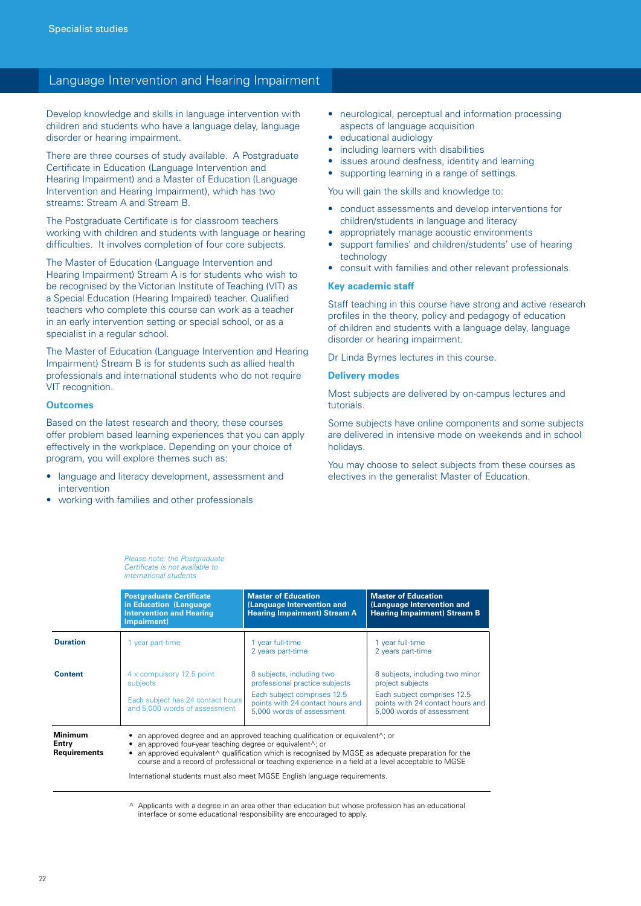# Language Intervention and Hearing Impairment

Develop knowledge and skills in language intervention with children and students who have a language delay, language disorder or hearing impairment.

There are three courses of study available. A Postgraduate Certificate in Education (Language Intervention and Hearing Impairment) and a Master of Education (Language Intervention and Hearing Impairment), which has two streams: Stream A and Stream B.

The Postgraduate Certificate is for classroom teachers working with children and students with language or hearing difficulties. It involves completion of four core subjects.

The Master of Education (Language Intervention and Hearing Impairment) Stream A is for students who wish to be recognised by the Victorian Institute of Teaching (VIT) as a Special Education (Hearing Impaired) teacher. Qualified teachers who complete this course can work as a teacher in an early intervention setting or special school, or as a specialist in a regular school.

The Master of Education (Language Intervention and Hearing Impairment) Stream B is for students such as allied health professionals and international students who do not require VIT recognition.

### Outcomes

Based on the latest research and theory, these courses offer problem based learning experiences that you can apply effectively in the workplace. Depending on your choice of program, you will explore themes such as:

- language and literacy development, assessment and intervention
- working with families and other professionals
- neurological, perceptual and information processing aspects of language acquisition
- educational audiology
- including learners with disabilities
- issues around deafness, identity and learning
- supporting learning in a range of settings.

You will gain the skills and knowledge to:

- conduct assessments and develop interventions for children/students in language and literacy
- appropriately manage acoustic environments
- support families' and children/students' use of hearing technology
- consult with families and other relevant professionals.

### Key academic staff

Staff teaching in this course have strong and active research profiles in the theory, policy and pedagogy of education of children and students with a language delay, language disorder or hearing impairment.

Dr Linda Byrnes lectures in this course.

### Delivery modes

Most subjects are delivered by on-campus lectures and tutorials.

Some subjects have online components and some subjects are delivered in intensive mode on weekends and in school holidays.

You may choose to select subjects from these courses as electives in the generalist Master of Education.

*Please note: the Postgraduate Certificate is not available to international students*

| | Postgraduate Certificate in Education (Language Intervention and Hearing Impairment) | Master of Education (Language Intervention and Hearing Impairment) Stream A | Master of Education (Language Intervention and Hearing Impairment) Stream B |
|---|---|---|---|
| **Duration** | 1 year part-time | 1 year full-time<br>2 years part-time | 1 year full-time<br>2 years part-time |
| **Content** | 4 x compulsory 12.5 point subjects<br><br>Each subject has 24 contact hours and 5,000 words of assessment | 8 subjects, including two professional practice subjects<br><br>Each subject comprises 12.5 points with 24 contact hours and 5,000 words of assessment | 8 subjects, including two minor project subjects<br><br>Each subject comprises 12.5 points with 24 contact hours and 5,000 words of assessment |
| **Minimum Entry Requirements** | • an approved degree and an approved teaching qualification or equivalent^; or<br>• an approved four-year teaching degree or equivalent^; or<br>• an approved equivalent^ qualification which is recognised by MGSE as adequate preparation for the course and a record of professional or teaching experience in a field at a level acceptable to MGSE<br><br>International students must also meet MGSE English language requirements. | | |

^ Applicants with a degree in an area other than education but whose profession has an educational interface or some educational responsibility are encouraged to apply.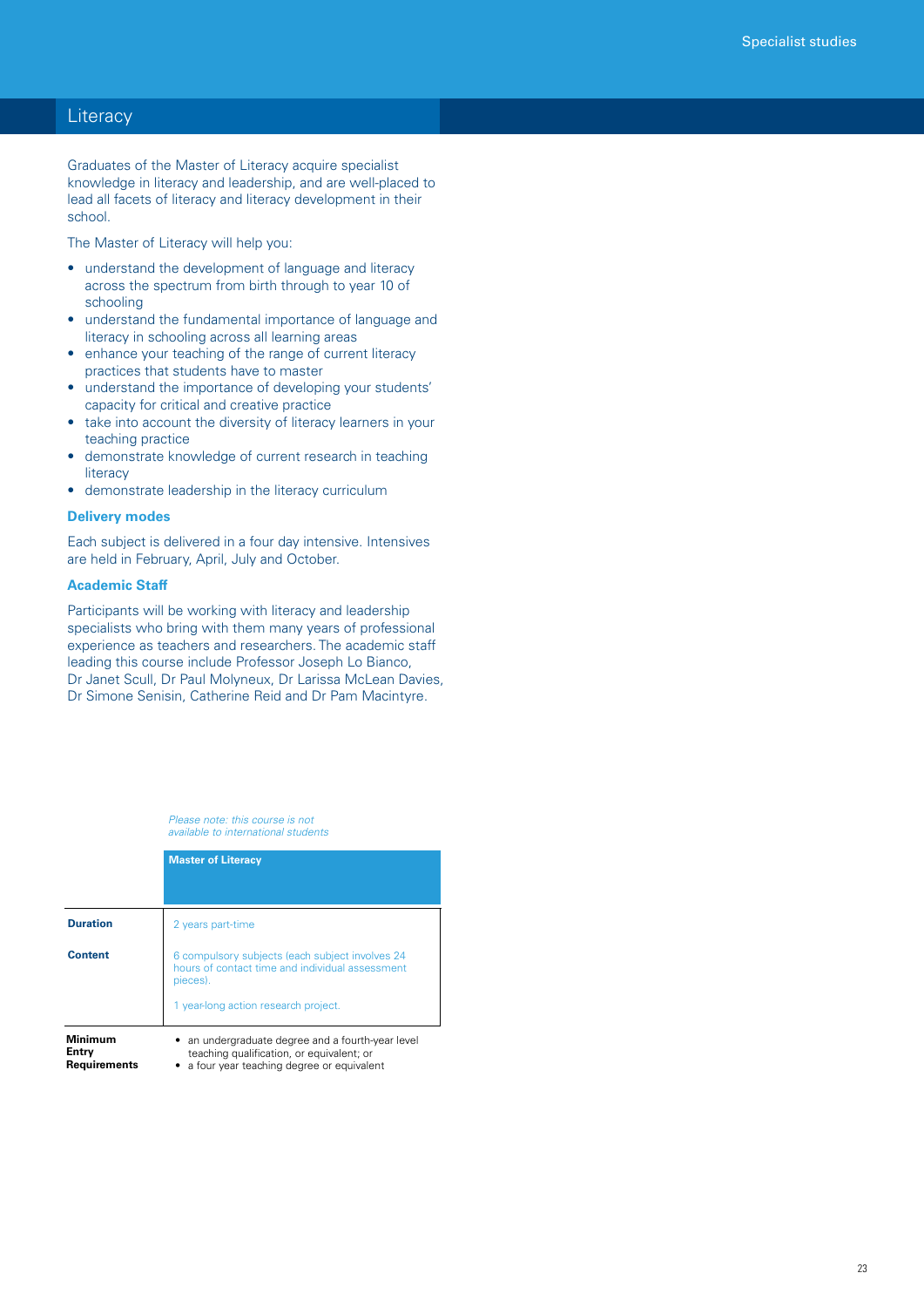# Literacy

Graduates of the Master of Literacy acquire specialist knowledge in literacy and leadership, and are well-placed to lead all facets of literacy and literacy development in their school.

The Master of Literacy will help you:

- understand the development of language and literacy across the spectrum from birth through to year 10 of schooling
- understand the fundamental importance of language and literacy in schooling across all learning areas
- enhance your teaching of the range of current literacy practices that students have to master
- understand the importance of developing your students' capacity for critical and creative practice
- take into account the diversity of literacy learners in your teaching practice
- demonstrate knowledge of current research in teaching literacy
- demonstrate leadership in the literacy curriculum

### Delivery modes

Each subject is delivered in a four day intensive. Intensives are held in February, April, July and October.

### Academic Staff

Participants will be working with literacy and leadership specialists who bring with them many years of professional experience as teachers and researchers. The academic staff leading this course include Professor Joseph Lo Bianco, Dr Janet Scull, Dr Paul Molyneux, Dr Larissa McLean Davies, Dr Simone Senisin, Catherine Reid and Dr Pam Macintyre.

*Please note: this course is not available to international students*

| | Master of Literacy |
|---|---|
| **Duration** | 2 years part-time |
| **Content** | 6 compulsory subjects (each subject involves 24 hours of contact time and individual assessment pieces).<br><br>1 year-long action research project. |
| **Minimum Entry Requirements** | • an undergraduate degree and a fourth-year level teaching qualification, or equivalent; or<br>• a four year teaching degree or equivalent |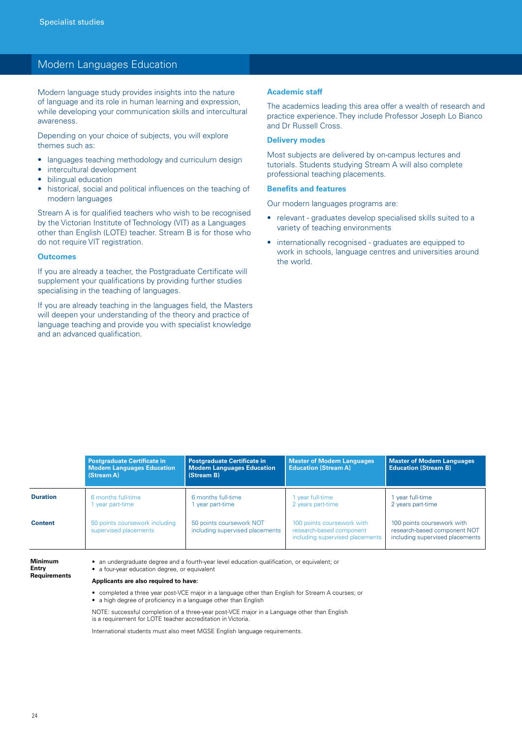# Modern Languages Education

Modern language study provides insights into the nature of language and its role in human learning and expression, while developing your communication skills and intercultural awareness.

Depending on your choice of subjects, you will explore themes such as:

- languages teaching methodology and curriculum design
- intercultural development
- bilingual education
- historical, social and political influences on the teaching of modern languages

Stream A is for qualified teachers who wish to be recognised by the Victorian Institute of Technology (VIT) as a Languages other than English (LOTE) teacher. Stream B is for those who do not require VIT registration.

### Outcomes

If you are already a teacher, the Postgraduate Certificate will supplement your qualifications by providing further studies specialising in the teaching of languages.

If you are already teaching in the languages field, the Masters will deepen your understanding of the theory and practice of language teaching and provide you with specialist knowledge and an advanced qualification.

### Academic staff

The academics leading this area offer a wealth of research and practice experience. They include Professor Joseph Lo Bianco and Dr Russell Cross.

### Delivery modes

Most subjects are delivered by on-campus lectures and tutorials. Students studying Stream A will also complete professional teaching placements.

### Benefits and features

Our modern languages programs are:

- relevant - graduates develop specialised skills suited to a variety of teaching environments
- internationally recognised - graduates are equipped to work in schools, language centres and universities around the world.

| | Postgraduate Certificate in Modern Languages Education (Stream A) | Postgraduate Certificate in Modern Languages Education (Stream B) | Master of Modern Languages Education (Stream A) | Master of Modern Languages Education (Stream B) |
|---|---|---|---|---|
| **Duration** | 6 months full-time<br>1 year part-time | 6 months full-time<br>1 year part-time | 1 year full-time<br>2 years part-time | 1 year full-time<br>2 years part-time |
| **Content** | 50 points coursework including supervised placements | 50 points coursework NOT including supervised placements | 100 points coursework with research-based component including supervised placements | 100 points coursework with research-based component NOT including supervised placements |

**Minimum Entry Requirements**

- an undergraduate degree and a fourth-year level education qualification, or equivalent; or
- a four-year education degree, or equivalent

**Applicants are also required to have:**

- completed a three year post-VCE major in a language other than English for Stream A courses; or
- a high degree of proficiency in a language other than English

NOTE: successful completion of a three-year post-VCE major in a Language other than English is a requirement for LOTE teacher accreditation in Victoria.

International students must also meet MGSE English language requirements.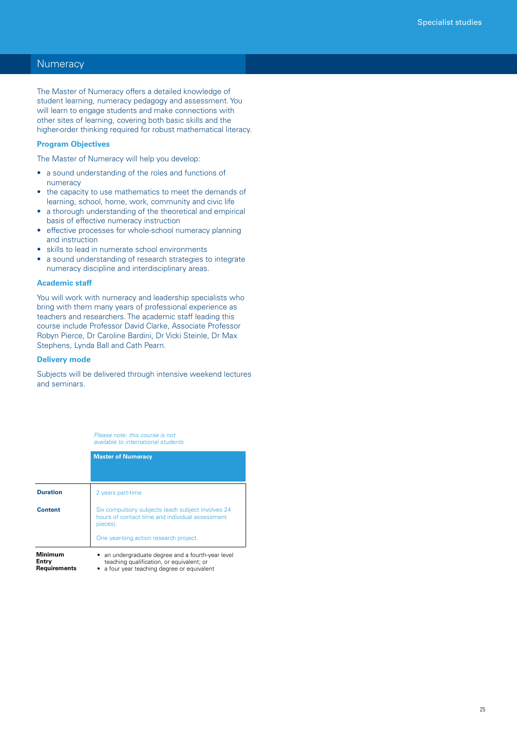# Numeracy

The Master of Numeracy offers a detailed knowledge of student learning, numeracy pedagogy and assessment. You will learn to engage students and make connections with other sites of learning, covering both basic skills and the higher-order thinking required for robust mathematical literacy.

### Program Objectives

The Master of Numeracy will help you develop:

- a sound understanding of the roles and functions of numeracy
- the capacity to use mathematics to meet the demands of learning, school, home, work, community and civic life
- a thorough understanding of the theoretical and empirical basis of effective numeracy instruction
- effective processes for whole-school numeracy planning and instruction
- skills to lead in numerate school environments
- a sound understanding of research strategies to integrate numeracy discipline and interdisciplinary areas.

### Academic staff

You will work with numeracy and leadership specialists who bring with them many years of professional experience as teachers and researchers. The academic staff leading this course include Professor David Clarke, Associate Professor Robyn Pierce, Dr Caroline Bardini, Dr Vicki Steinle, Dr Max Stephens, Lynda Ball and Cath Pearn.

### Delivery mode

Subjects will be delivered through intensive weekend lectures and seminars.

*Please note: this course is not available to international students*

| | **Master of Numeracy** |
|---|---|
| **Duration** | 2 years part-time |
| **Content** | Six compulsory subjects (each subject involves 24 hours of contact time and individual assessment pieces).<br><br>One year-long action research project. |
| **Minimum Entry Requirements** | • an undergraduate degree and a fourth-year level teaching qualification, or equivalent; or<br>• a four year teaching degree or equivalent |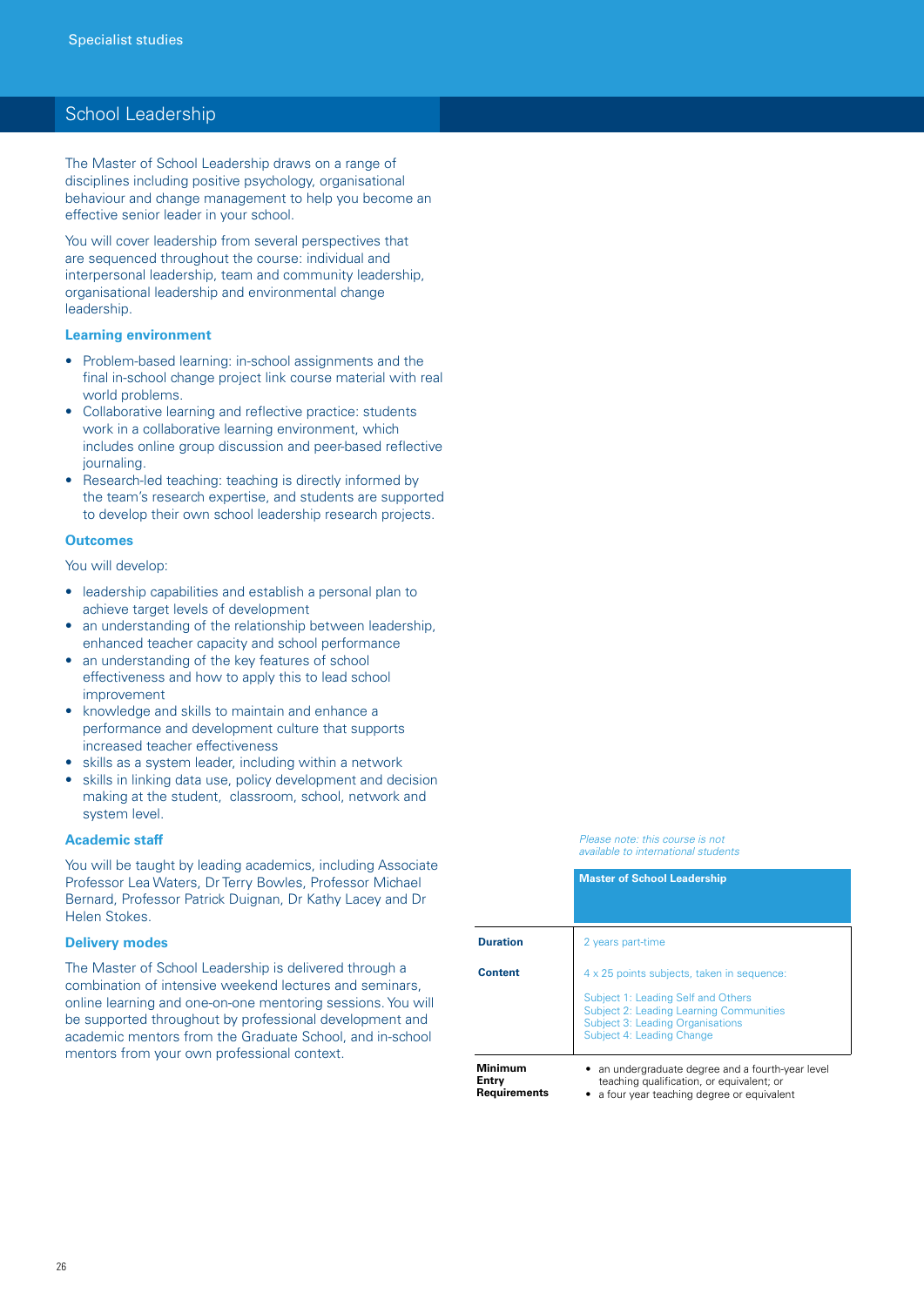# School Leadership

The Master of School Leadership draws on a range of disciplines including positive psychology, organisational behaviour and change management to help you become an effective senior leader in your school.

You will cover leadership from several perspectives that are sequenced throughout the course: individual and interpersonal leadership, team and community leadership, organisational leadership and environmental change leadership.

### Learning environment

- Problem-based learning: in-school assignments and the final in-school change project link course material with real world problems.
- Collaborative learning and reflective practice: students work in a collaborative learning environment, which includes online group discussion and peer-based reflective journaling.
- Research-led teaching: teaching is directly informed by the team's research expertise, and students are supported to develop their own school leadership research projects.

### Outcomes

You will develop:

- leadership capabilities and establish a personal plan to achieve target levels of development
- an understanding of the relationship between leadership, enhanced teacher capacity and school performance
- an understanding of the key features of school effectiveness and how to apply this to lead school improvement
- knowledge and skills to maintain and enhance a performance and development culture that supports increased teacher effectiveness
- skills as a system leader, including within a network
- skills in linking data use, policy development and decision making at the student, classroom, school, network and system level.

### Academic staff

You will be taught by leading academics, including Associate Professor Lea Waters, Dr Terry Bowles, Professor Michael Bernard, Professor Patrick Duignan, Dr Kathy Lacey and Dr Helen Stokes.

### Delivery modes

The Master of School Leadership is delivered through a combination of intensive weekend lectures and seminars, online learning and one-on-one mentoring sessions. You will be supported throughout by professional development and academic mentors from the Graduate School, and in-school mentors from your own professional context.

*Please note: this course is not available to international students*

| | **Master of School Leadership** |
|---|---|
| **Duration** | 2 years part-time |
| **Content** | 4 x 25 points subjects, taken in sequence:<br><br>Subject 1: Leading Self and Others<br>Subject 2: Leading Learning Communities<br>Subject 3: Leading Organisations<br>Subject 4: Leading Change |
| **Minimum Entry Requirements** | • an undergraduate degree and a fourth-year level teaching qualification, or equivalent; or<br>• a four year teaching degree or equivalent |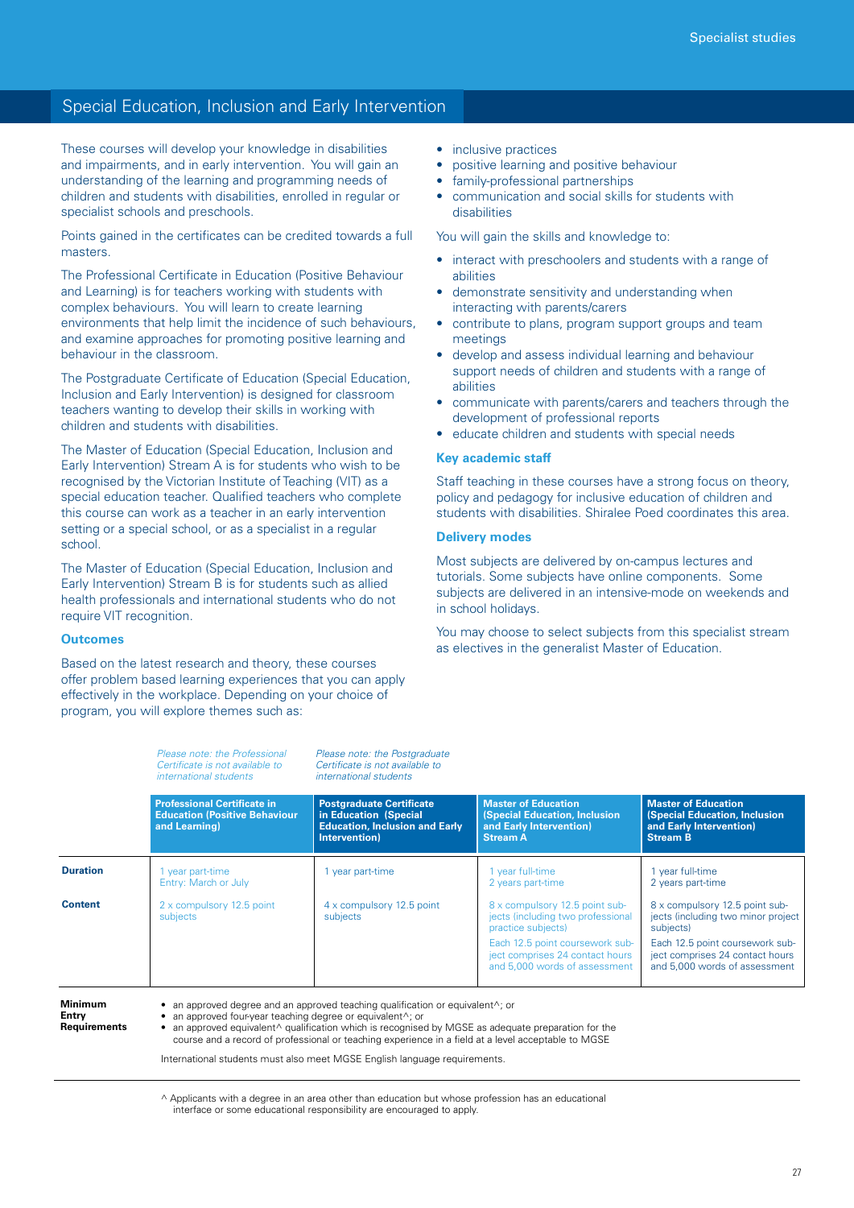## Special Education, Inclusion and Early Intervention

These courses will develop your knowledge in disabilities and impairments, and in early intervention. You will gain an understanding of the learning and programming needs of children and students with disabilities, enrolled in regular or specialist schools and preschools.

Points gained in the certificates can be credited towards a full masters.

The Professional Certificate in Education (Positive Behaviour and Learning) is for teachers working with students with complex behaviours. You will learn to create learning environments that help limit the incidence of such behaviours, and examine approaches for promoting positive learning and behaviour in the classroom.

The Postgraduate Certificate of Education (Special Education, Inclusion and Early Intervention) is designed for classroom teachers wanting to develop their skills in working with children and students with disabilities.

The Master of Education (Special Education, Inclusion and Early Intervention) Stream A is for students who wish to be recognised by the Victorian Institute of Teaching (VIT) as a special education teacher. Qualified teachers who complete this course can work as a teacher in an early intervention setting or a special school, or as a specialist in a regular school.

The Master of Education (Special Education, Inclusion and Early Intervention) Stream B is for students such as allied health professionals and international students who do not require VIT recognition.

### Outcomes

Based on the latest research and theory, these courses offer problem based learning experiences that you can apply effectively in the workplace. Depending on your choice of program, you will explore themes such as:

- inclusive practices
- positive learning and positive behaviour
- family-professional partnerships
- communication and social skills for students with disabilities

You will gain the skills and knowledge to:

- interact with preschoolers and students with a range of abilities
- demonstrate sensitivity and understanding when interacting with parents/carers
- contribute to plans, program support groups and team meetings
- develop and assess individual learning and behaviour support needs of children and students with a range of abilities
- communicate with parents/carers and teachers through the development of professional reports
- educate children and students with special needs

### Key academic staff

Staff teaching in these courses have a strong focus on theory, policy and pedagogy for inclusive education of children and students with disabilities. Shiralee Poed coordinates this area.

### Delivery modes

Most subjects are delivered by on-campus lectures and tutorials. Some subjects have online components. Some subjects are delivered in an intensive-mode on weekends and in school holidays.

You may choose to select subjects from this specialist stream as electives in the generalist Master of Education.

*Please note: the Professional Certificate is not available to international students*

*Please note: the Postgraduate Certificate is not available to international students*

| | Professional Certificate in Education (Positive Behaviour and Learning) | Postgraduate Certificate in Education (Special Education, Inclusion and Early Intervention) | Master of Education (Special Education, Inclusion and Early Intervention) Stream A | Master of Education (Special Education, Inclusion and Early Intervention) Stream B |
|---|---|---|---|---|
| **Duration** | 1 year part-time<br>Entry: March or July | 1 year part-time | 1 year full-time<br>2 years part-time | 1 year full-time<br>2 years part-time |
| **Content** | 2 x compulsory 12.5 point subjects | 4 x compulsory 12.5 point subjects | 8 x compulsory 12.5 point subjects (including two professional practice subjects)<br>Each 12.5 point coursework subject comprises 24 contact hours and 5,000 words of assessment | 8 x compulsory 12.5 point subjects (including two minor project subjects)<br>Each 12.5 point coursework subject comprises 24 contact hours and 5,000 words of assessment |

**Minimum Entry Requirements**

- an approved degree and an approved teaching qualification or equivalent^; or
- an approved four-year teaching degree or equivalent^; or
- an approved equivalent^ qualification which is recognised by MGSE as adequate preparation for the course and a record of professional or teaching experience in a field at a level acceptable to MGSE

International students must also meet MGSE English language requirements.

^ Applicants with a degree in an area other than education but whose profession has an educational interface or some educational responsibility are encouraged to apply.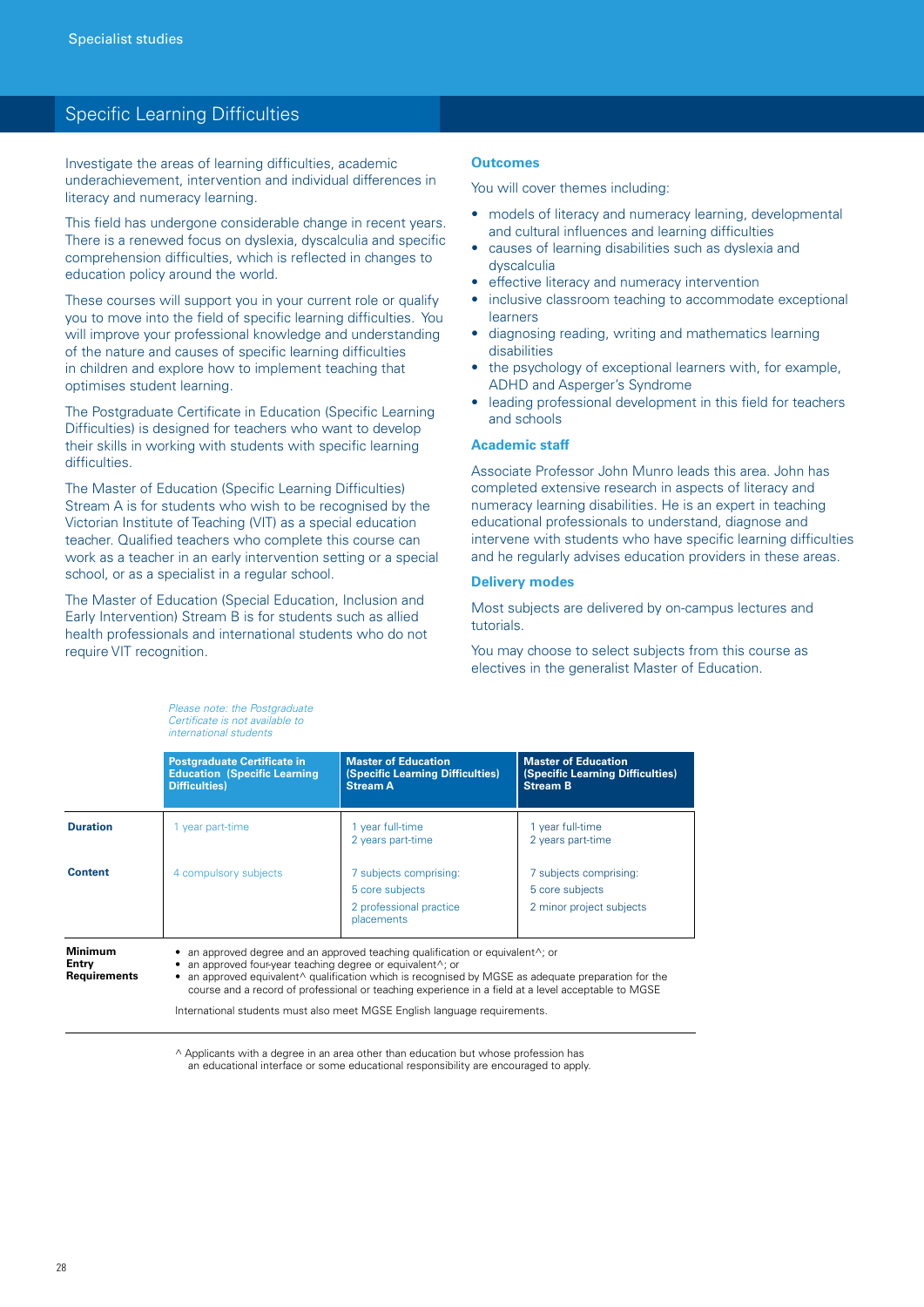# Specific Learning Difficulties

Investigate the areas of learning difficulties, academic underachievement, intervention and individual differences in literacy and numeracy learning.

This field has undergone considerable change in recent years. There is a renewed focus on dyslexia, dyscalculia and specific comprehension difficulties, which is reflected in changes to education policy around the world.

These courses will support you in your current role or qualify you to move into the field of specific learning difficulties. You will improve your professional knowledge and understanding of the nature and causes of specific learning difficulties in children and explore how to implement teaching that optimises student learning.

The Postgraduate Certificate in Education (Specific Learning Difficulties) is designed for teachers who want to develop their skills in working with students with specific learning difficulties.

The Master of Education (Specific Learning Difficulties) Stream A is for students who wish to be recognised by the Victorian Institute of Teaching (VIT) as a special education teacher. Qualified teachers who complete this course can work as a teacher in an early intervention setting or a special school, or as a specialist in a regular school.

The Master of Education (Special Education, Inclusion and Early Intervention) Stream B is for students such as allied health professionals and international students who do not require VIT recognition.

## Outcomes

You will cover themes including:

- models of literacy and numeracy learning, developmental and cultural influences and learning difficulties
- causes of learning disabilities such as dyslexia and dyscalculia
- effective literacy and numeracy intervention
- inclusive classroom teaching to accommodate exceptional learners
- diagnosing reading, writing and mathematics learning disabilities
- the psychology of exceptional learners with, for example, ADHD and Asperger's Syndrome
- leading professional development in this field for teachers and schools

## Academic staff

Associate Professor John Munro leads this area. John has completed extensive research in aspects of literacy and numeracy learning disabilities. He is an expert in teaching educational professionals to understand, diagnose and intervene with students who have specific learning difficulties and he regularly advises education providers in these areas.

## Delivery modes

Most subjects are delivered by on-campus lectures and tutorials.

You may choose to select subjects from this course as electives in the generalist Master of Education.

*Please note: the Postgraduate Certificate is not available to international students*

| | Postgraduate Certificate in Education (Specific Learning Difficulties) | Master of Education (Specific Learning Difficulties) Stream A | Master of Education (Specific Learning Difficulties) Stream B |
|---|---|---|---|
| **Duration** | 1 year part-time | 1 year full-time<br>2 years part-time | 1 year full-time<br>2 years part-time |
| **Content** | 4 compulsory subjects | 7 subjects comprising:<br>5 core subjects<br>2 professional practice placements | 7 subjects comprising:<br>5 core subjects<br>2 minor project subjects |

**Minimum Entry Requirements**

- an approved degree and an approved teaching qualification or equivalent^; or
- an approved four-year teaching degree or equivalent^; or
- an approved equivalent^ qualification which is recognised by MGSE as adequate preparation for the course and a record of professional or teaching experience in a field at a level acceptable to MGSE

International students must also meet MGSE English language requirements.

^ Applicants with a degree in an area other than education but whose profession has an educational interface or some educational responsibility are encouraged to apply.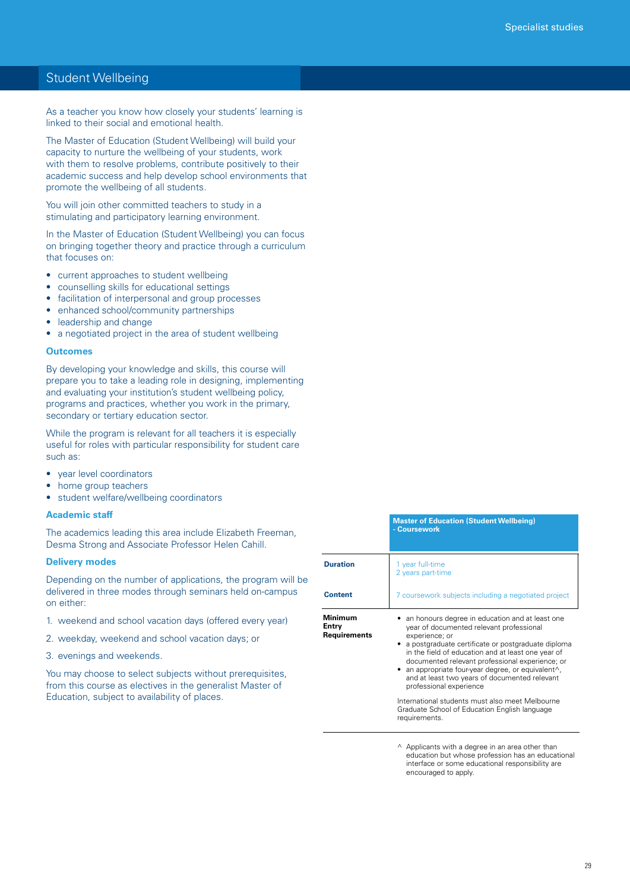# Student Wellbeing

As a teacher you know how closely your students' learning is linked to their social and emotional health.

The Master of Education (Student Wellbeing) will build your capacity to nurture the wellbeing of your students, work with them to resolve problems, contribute positively to their academic success and help develop school environments that promote the wellbeing of all students.

You will join other committed teachers to study in a stimulating and participatory learning environment.

In the Master of Education (Student Wellbeing) you can focus on bringing together theory and practice through a curriculum that focuses on:

- current approaches to student wellbeing
- counselling skills for educational settings
- facilitation of interpersonal and group processes
- enhanced school/community partnerships
- leadership and change
- a negotiated project in the area of student wellbeing

### Outcomes

By developing your knowledge and skills, this course will prepare you to take a leading role in designing, implementing and evaluating your institution's student wellbeing policy, programs and practices, whether you work in the primary, secondary or tertiary education sector.

While the program is relevant for all teachers it is especially useful for roles with particular responsibility for student care such as:

- year level coordinators
- home group teachers
- student welfare/wellbeing coordinators

### Academic staff

The academics leading this area include Elizabeth Freeman, Desma Strong and Associate Professor Helen Cahill.

### Delivery modes

Depending on the number of applications, the program will be delivered in three modes through seminars held on-campus on either:

1. weekend and school vacation days (offered every year)
2. weekday, weekend and school vacation days; or
3. evenings and weekends.

You may choose to select subjects without prerequisites, from this course as electives in the generalist Master of Education, subject to availability of places.

| | Master of Education (Student Wellbeing) - Coursework |
|---|---|
| **Duration** | 1 year full-time<br>2 years part-time |
| **Content** | 7 coursework subjects including a negotiated project |
| **Minimum Entry Requirements** | • an honours degree in education and at least one year of documented relevant professional experience; or<br>• a postgraduate certificate or postgraduate diploma in the field of education and at least one year of documented relevant professional experience; or<br>• an appropriate four-year degree, or equivalent^, and at least two years of documented relevant professional experience<br><br>International students must also meet Melbourne Graduate School of Education English language requirements. |

^ Applicants with a degree in an area other than education but whose profession has an educational interface or some educational responsibility are encouraged to apply.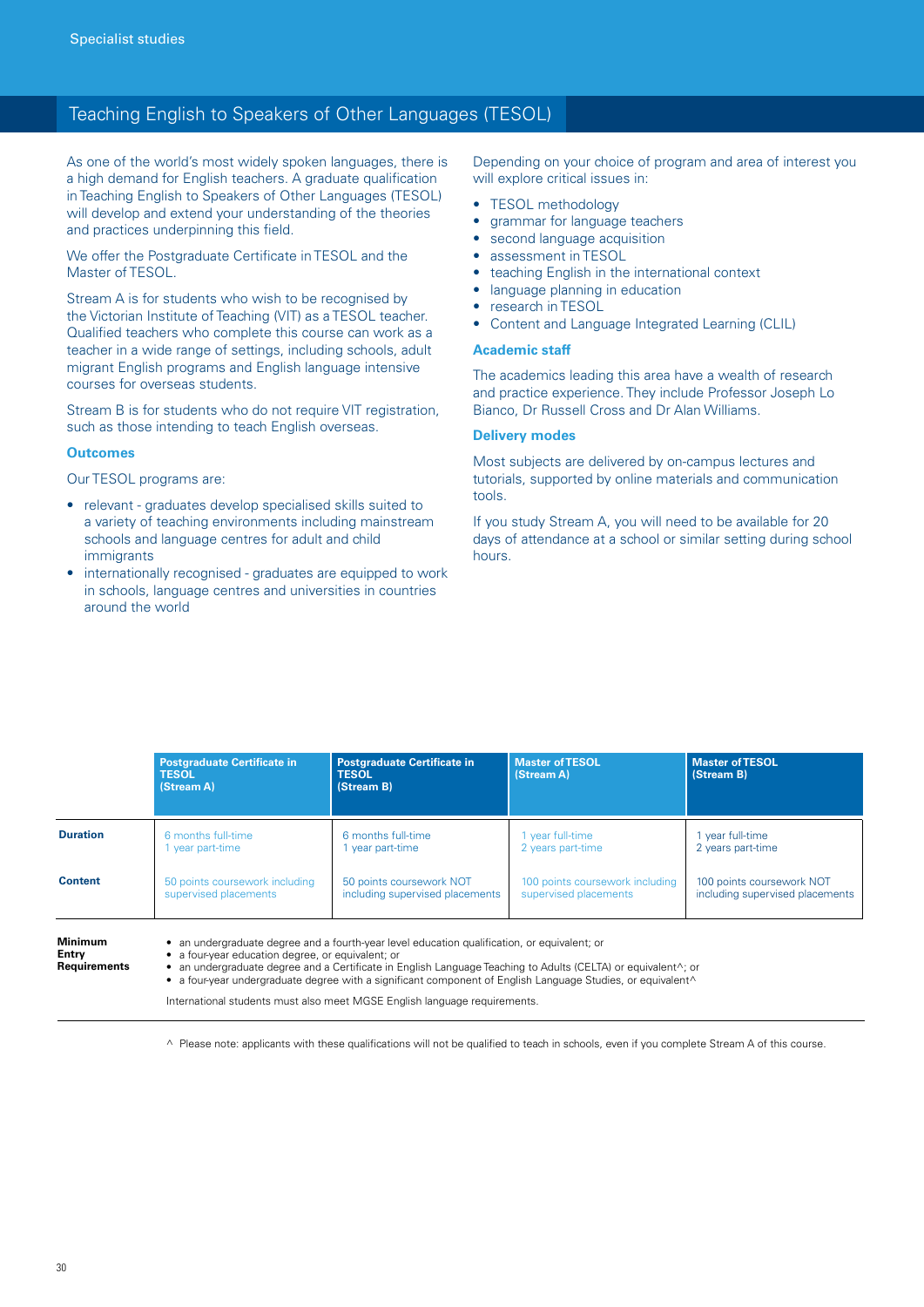Specialist studies

# Teaching English to Speakers of Other Languages (TESOL)

As one of the world's most widely spoken languages, there is a high demand for English teachers. A graduate qualification in Teaching English to Speakers of Other Languages (TESOL) will develop and extend your understanding of the theories and practices underpinning this field.

We offer the Postgraduate Certificate in TESOL and the Master of TESOL.

Stream A is for students who wish to be recognised by the Victorian Institute of Teaching (VIT) as a TESOL teacher. Qualified teachers who complete this course can work as a teacher in a wide range of settings, including schools, adult migrant English programs and English language intensive courses for overseas students.

Stream B is for students who do not require VIT registration, such as those intending to teach English overseas.

### Outcomes

Our TESOL programs are:

- relevant - graduates develop specialised skills suited to a variety of teaching environments including mainstream schools and language centres for adult and child immigrants
- internationally recognised - graduates are equipped to work in schools, language centres and universities in countries around the world

Depending on your choice of program and area of interest you will explore critical issues in:

- TESOL methodology
- grammar for language teachers
- second language acquisition
- assessment in TESOL
- teaching English in the international context
- language planning in education
- research in TESOL
- Content and Language Integrated Learning (CLIL)

### Academic staff

The academics leading this area have a wealth of research and practice experience. They include Professor Joseph Lo Bianco, Dr Russell Cross and Dr Alan Williams.

### Delivery modes

Most subjects are delivered by on-campus lectures and tutorials, supported by online materials and communication tools.

If you study Stream A, you will need to be available for 20 days of attendance at a school or similar setting during school hours.

| | Postgraduate Certificate in TESOL (Stream A) | Postgraduate Certificate in TESOL (Stream B) | Master of TESOL (Stream A) | Master of TESOL (Stream B) |
|---|---|---|---|---|
| **Duration** | 6 months full-time<br>1 year part-time | 6 months full-time<br>1 year part-time | 1 year full-time<br>2 years part-time | 1 year full-time<br>2 years part-time |
| **Content** | 50 points coursework including supervised placements | 50 points coursework NOT including supervised placements | 100 points coursework including supervised placements | 100 points coursework NOT including supervised placements |

**Minimum Entry Requirements**

- an undergraduate degree and a fourth-year level education qualification, or equivalent; or
- a four-year education degree, or equivalent; or
- an undergraduate degree and a Certificate in English Language Teaching to Adults (CELTA) or equivalent^; or
- a four-year undergraduate degree with a significant component of English Language Studies, or equivalent^

International students must also meet MGSE English language requirements.

^ Please note: applicants with these qualifications will not be qualified to teach in schools, even if you complete Stream A of this course.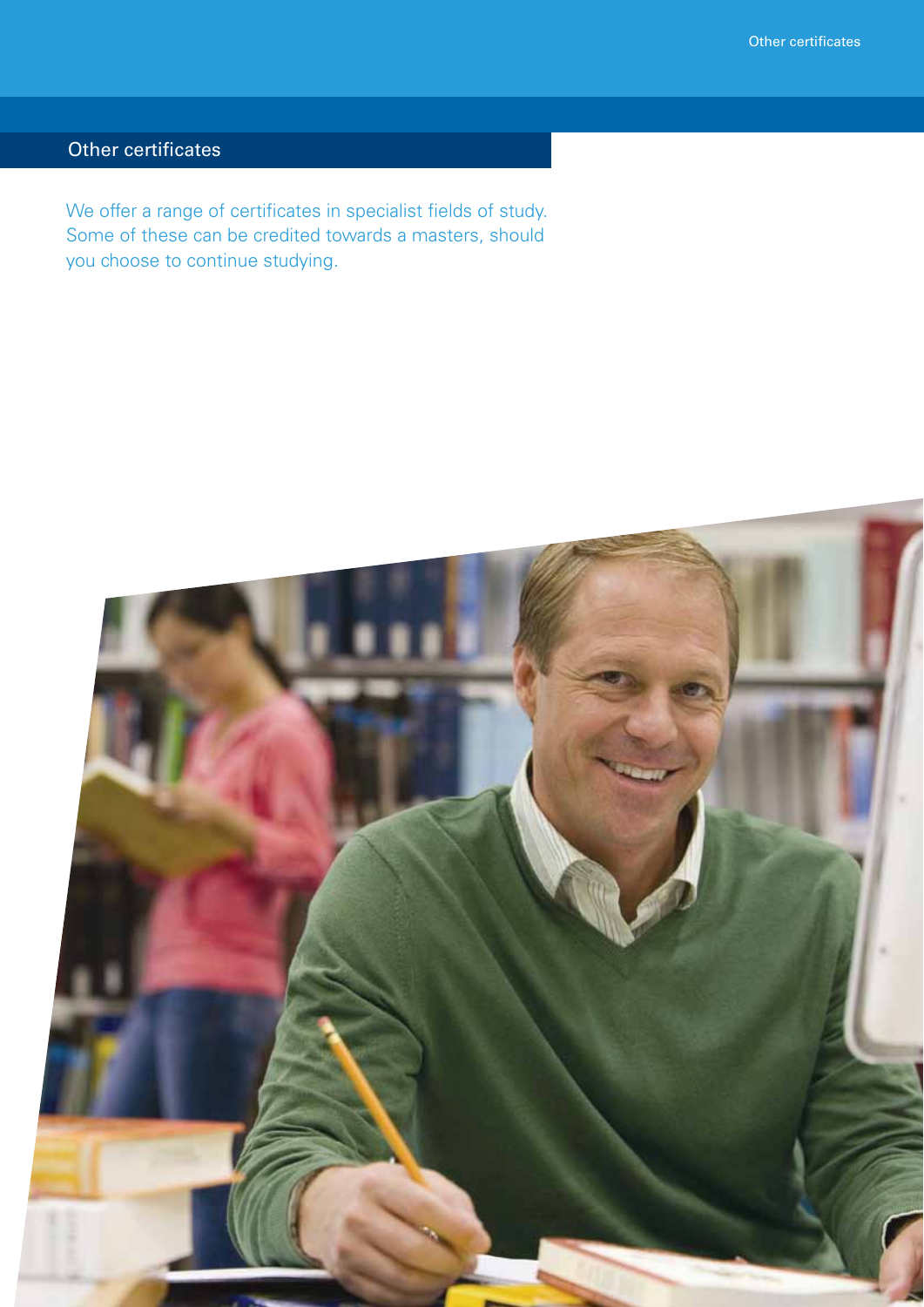## Other certificates

We offer a range of certificates in specialist fields of study. Some of these can be credited towards a masters, should you choose to continue studying.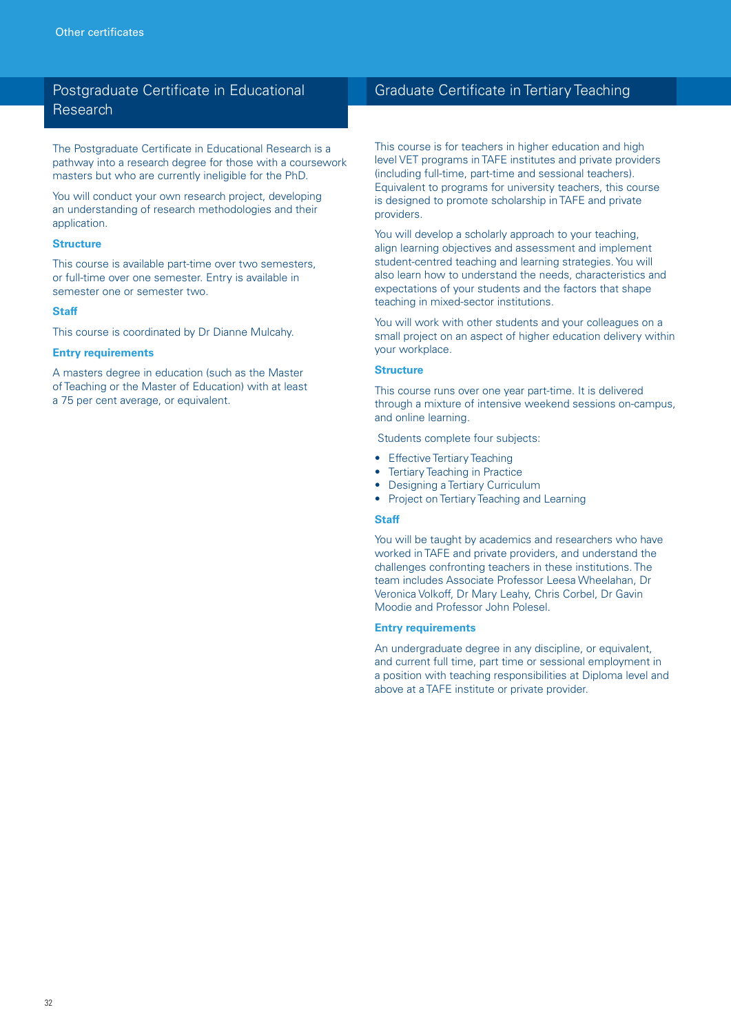# Postgraduate Certificate in Educational Research

The Postgraduate Certificate in Educational Research is a pathway into a research degree for those with a coursework masters but who are currently ineligible for the PhD.

You will conduct your own research project, developing an understanding of research methodologies and their application.

### Structure

This course is available part-time over two semesters, or full-time over one semester. Entry is available in semester one or semester two.

### Staff

This course is coordinated by Dr Dianne Mulcahy.

### Entry requirements

A masters degree in education (such as the Master of Teaching or the Master of Education) with at least a 75 per cent average, or equivalent.

# Graduate Certificate in Tertiary Teaching

This course is for teachers in higher education and high level VET programs in TAFE institutes and private providers (including full-time, part-time and sessional teachers). Equivalent to programs for university teachers, this course is designed to promote scholarship in TAFE and private providers.

You will develop a scholarly approach to your teaching, align learning objectives and assessment and implement student-centred teaching and learning strategies. You will also learn how to understand the needs, characteristics and expectations of your students and the factors that shape teaching in mixed-sector institutions.

You will work with other students and your colleagues on a small project on an aspect of higher education delivery within your workplace.

### Structure

This course runs over one year part-time. It is delivered through a mixture of intensive weekend sessions on-campus, and online learning.

Students complete four subjects:

- Effective Tertiary Teaching
- Tertiary Teaching in Practice
- Designing a Tertiary Curriculum
- Project on Tertiary Teaching and Learning

### Staff

You will be taught by academics and researchers who have worked in TAFE and private providers, and understand the challenges confronting teachers in these institutions. The team includes Associate Professor Leesa Wheelahan, Dr Veronica Volkoff, Dr Mary Leahy, Chris Corbel, Dr Gavin Moodie and Professor John Polesel.

### Entry requirements

An undergraduate degree in any discipline, or equivalent, and current full time, part time or sessional employment in a position with teaching responsibilities at Diploma level and above at a TAFE institute or private provider.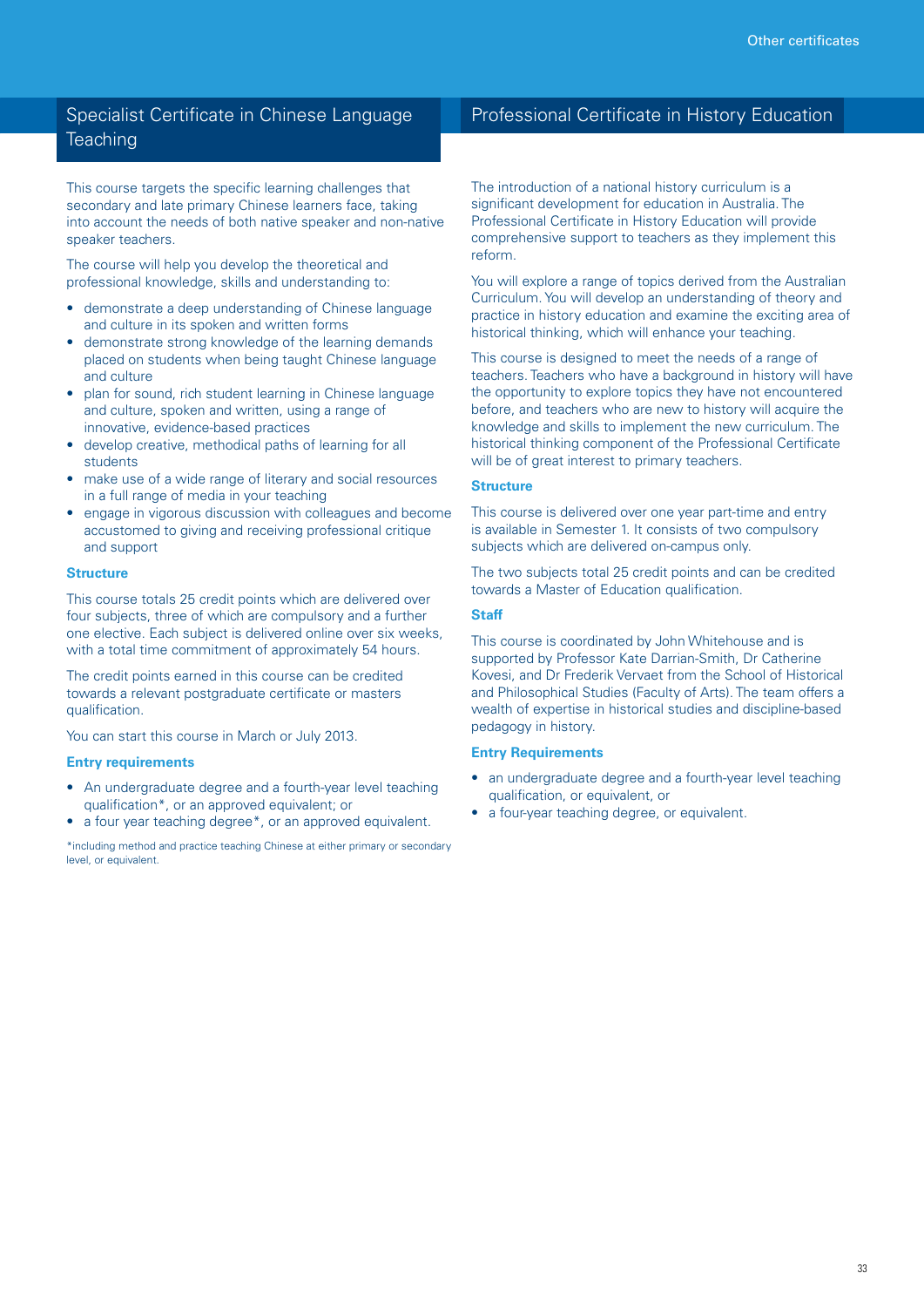## Specialist Certificate in Chinese Language Teaching

This course targets the specific learning challenges that secondary and late primary Chinese learners face, taking into account the needs of both native speaker and non-native speaker teachers.

The course will help you develop the theoretical and professional knowledge, skills and understanding to:

- demonstrate a deep understanding of Chinese language and culture in its spoken and written forms
- demonstrate strong knowledge of the learning demands placed on students when being taught Chinese language and culture
- plan for sound, rich student learning in Chinese language and culture, spoken and written, using a range of innovative, evidence-based practices
- develop creative, methodical paths of learning for all students
- make use of a wide range of literary and social resources in a full range of media in your teaching
- engage in vigorous discussion with colleagues and become accustomed to giving and receiving professional critique and support

### Structure

This course totals 25 credit points which are delivered over four subjects, three of which are compulsory and a further one elective. Each subject is delivered online over six weeks, with a total time commitment of approximately 54 hours.

The credit points earned in this course can be credited towards a relevant postgraduate certificate or masters qualification.

You can start this course in March or July 2013.

### Entry requirements

- An undergraduate degree and a fourth-year level teaching qualification*, or an approved equivalent; or
- a four year teaching degree*, or an approved equivalent.

*including method and practice teaching Chinese at either primary or secondary level, or equivalent.

## Professional Certificate in History Education

The introduction of a national history curriculum is a significant development for education in Australia. The Professional Certificate in History Education will provide comprehensive support to teachers as they implement this reform.

You will explore a range of topics derived from the Australian Curriculum. You will develop an understanding of theory and practice in history education and examine the exciting area of historical thinking, which will enhance your teaching.

This course is designed to meet the needs of a range of teachers. Teachers who have a background in history will have the opportunity to explore topics they have not encountered before, and teachers who are new to history will acquire the knowledge and skills to implement the new curriculum. The historical thinking component of the Professional Certificate will be of great interest to primary teachers.

### Structure

This course is delivered over one year part-time and entry is available in Semester 1. It consists of two compulsory subjects which are delivered on-campus only.

The two subjects total 25 credit points and can be credited towards a Master of Education qualification.

### Staff

This course is coordinated by John Whitehouse and is supported by Professor Kate Darrian-Smith, Dr Catherine Kovesi, and Dr Frederik Vervaet from the School of Historical and Philosophical Studies (Faculty of Arts). The team offers a wealth of expertise in historical studies and discipline-based pedagogy in history.

### Entry Requirements

- an undergraduate degree and a fourth-year level teaching qualification, or equivalent, or
- a four-year teaching degree, or equivalent.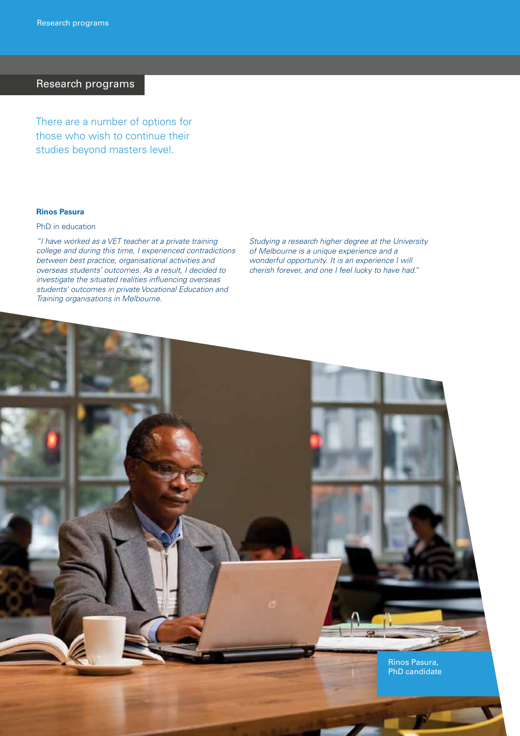# Research programs

There are a number of options for those who wish to continue their studies beyond masters level.

**Rinos Pasura**

PhD in education

*"I have worked as a VET teacher at a private training college and during this time, I experienced contradictions between best practice, organisational activities and overseas students' outcomes. As a result, I decided to investigate the situated realities influencing overseas students' outcomes in private Vocational Education and Training organisations in Melbourne.*

*Studying a research higher degree at the University of Melbourne is a unique experience and a wonderful opportunity. It is an experience I will cherish forever, and one I feel lucky to have had."*

Rinos Pasura,
PhD candidate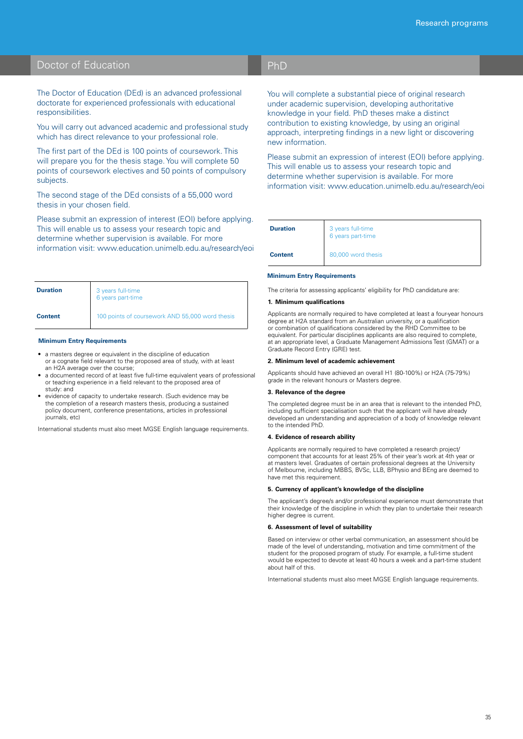## Doctor of Education

The Doctor of Education (DEd) is an advanced professional doctorate for experienced professionals with educational responsibilities.

You will carry out advanced academic and professional study which has direct relevance to your professional role.

The first part of the DEd is 100 points of coursework. This will prepare you for the thesis stage. You will complete 50 points of coursework electives and 50 points of compulsory subjects.

The second stage of the DEd consists of a 55,000 word thesis in your chosen field.

Please submit an expression of interest (EOI) before applying. This will enable us to assess your research topic and determine whether supervision is available. For more information visit: www.education.unimelb.edu.au/research/eoi

| | |
|---|---|
| **Duration** | 3 years full-time<br>6 years part-time |
| **Content** | 100 points of coursework AND 55,000 word thesis |

**Minimum Entry Requirements**

- a masters degree or equivalent in the discipline of education or a cognate field relevant to the proposed area of study, with at least an H2A average over the course;
- a documented record of at least five full-time equivalent years of professional or teaching experience in a field relevant to the proposed area of study: and
- evidence of capacity to undertake research. (Such evidence may be the completion of a research masters thesis, producing a sustained policy document, conference presentations, articles in professional journals, etc)

International students must also meet MGSE English language requirements.

## PhD

You will complete a substantial piece of original research under academic supervision, developing authoritative knowledge in your field. PhD theses make a distinct contribution to existing knowledge, by using an original approach, interpreting findings in a new light or discovering new information.

Please submit an expression of interest (EOI) before applying. This will enable us to assess your research topic and determine whether supervision is available. For more information visit: www.education.unimelb.edu.au/research/eoi

| | |
|---|---|
| **Duration** | 3 years full-time<br>6 years part-time |
| **Content** | 80,000 word thesis |

**Minimum Entry Requirements**

The criteria for assessing applicants' eligibility for PhD candidature are:

**1. Minimum qualifications**

Applicants are normally required to have completed at least a four-year honours degree at H2A standard from an Australian university, or a qualification or combination of qualifications considered by the RHD Committee to be equivalent. For particular disciplines applicants are also required to complete, at an appropriate level, a Graduate Management Admissions Test (GMAT) or a Graduate Record Entry (GRE) test.

**2. Minimum level of academic achievement**

Applicants should have achieved an overall H1 (80-100%) or H2A (75-79%) grade in the relevant honours or Masters degree.

**3. Relevance of the degree**

The completed degree must be in an area that is relevant to the intended PhD, including sufficient specialisation such that the applicant will have already developed an understanding and appreciation of a body of knowledge relevant to the intended PhD.

**4. Evidence of research ability**

Applicants are normally required to have completed a research project/component that accounts for at least 25% of their year's work at 4th year or at masters level. Graduates of certain professional degrees at the University of Melbourne, including MBBS, BVSc, LLB, BPhysio and BEng are deemed to have met this requirement.

**5. Currency of applicant's knowledge of the discipline**

The applicant's degree/s and/or professional experience must demonstrate that their knowledge of the discipline in which they plan to undertake their research higher degree is current.

**6. Assessment of level of suitability**

Based on interview or other verbal communication, an assessment should be made of the level of understanding, motivation and time commitment of the student for the proposed program of study. For example, a full-time student would be expected to devote at least 40 hours a week and a part-time student about half of this.

International students must also meet MGSE English language requirements.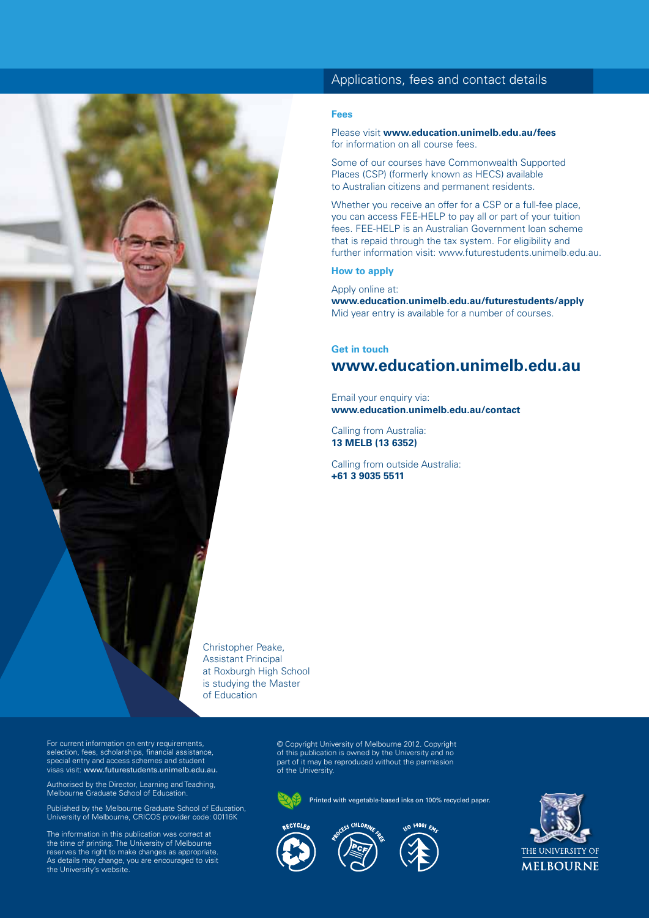## Applications, fees and contact details

### Fees

Please visit **www.education.unimelb.edu.au/fees** for information on all course fees.

Some of our courses have Commonwealth Supported Places (CSP) (formerly known as HECS) available to Australian citizens and permanent residents.

Whether you receive an offer for a CSP or a full-fee place, you can access FEE-HELP to pay all or part of your tuition fees. FEE-HELP is an Australian Government loan scheme that is repaid through the tax system. For eligibility and further information visit: www.futurestudents.unimelb.edu.au.

### How to apply

Apply online at:
**www.education.unimelb.edu.au/futurestudents/apply**
Mid year entry is available for a number of courses.

### Get in touch

## www.education.unimelb.edu.au

Email your enquiry via:
**www.education.unimelb.edu.au/contact**

Calling from Australia:
**13 MELB (13 6352)**

Calling from outside Australia:
**+61 3 9035 5511**

Christopher Peake, Assistant Principal at Roxburgh High School is studying the Master of Education

For current information on entry requirements, selection, fees, scholarships, financial assistance, special entry and access schemes and student visas visit: www.futurestudents.unimelb.edu.au.

Authorised by the Director, Learning and Teaching, Melbourne Graduate School of Education.

Published by the Melbourne Graduate School of Education, University of Melbourne, CRICOS provider code: 00116K

The information in this publication was correct at the time of printing. The University of Melbourne reserves the right to make changes as appropriate. As details may change, you are encouraged to visit the University's website.

© Copyright University of Melbourne 2012. Copyright of this publication is owned by the University and no part of it may be reproduced without the permission of the University.

Printed with vegetable-based inks on 100% recycled paper.

RECYCLED PROCESS CHLORINE FREE ISO 14001 EMS

THE UNIVERSITY OF MELBOURNE